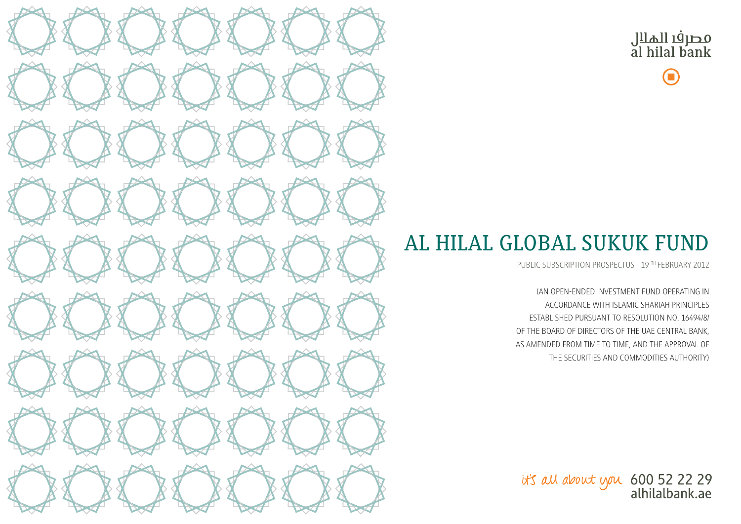مصرف الهلال
al hilal bank

# AL HILAL GLOBAL SUKUK FUND

PUBLIC SUBSCRIPTION PROSPECTUS - 19 TH FEBRUARY 2012

(AN OPEN-ENDED INVESTMENT FUND OPERATING IN ACCORDANCE WITH ISLAMIC SHARIAH PRINCIPLES ESTABLISHED PURSUANT TO RESOLUTION NO. 16494/8/ OF THE BOARD OF DIRECTORS OF THE UAE CENTRAL BANK, AS AMENDED FROM TIME TO TIME, AND THE APPROVAL OF THE SECURITIES AND COMMODITIES AUTHORITY)

it's all about you 600 52 22 29
alhilalbank.ae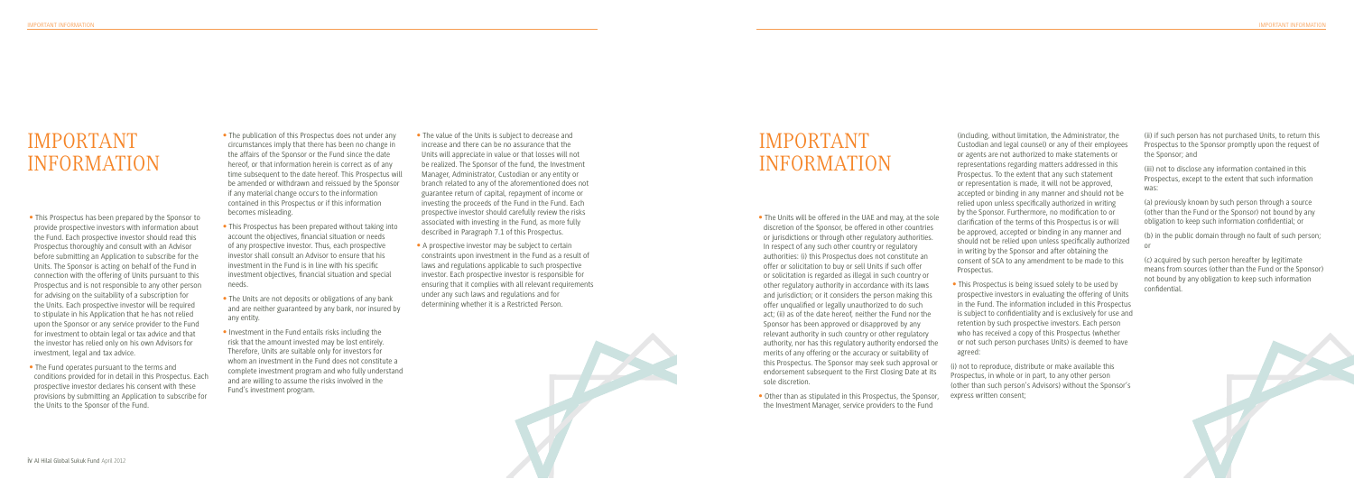# IMPORTANT INFORMATION

- This Prospectus has been prepared by the Sponsor to provide prospective investors with information about the Fund. Each prospective investor should read this Prospectus thoroughly and consult with an Advisor before submitting an Application to subscribe for the Units. The Sponsor is acting on behalf of the Fund in connection with the offering of Units pursuant to this Prospectus and is not responsible to any other person for advising on the suitability of a subscription for the Units. Each prospective investor will be required to stipulate in his Application that he has not relied upon the Sponsor or any service provider to the Fund for investment to obtain legal or tax advice and that the investor has relied only on his own Advisors for investment, legal and tax advice.
- The Fund operates pursuant to the terms and conditions provided for in detail in this Prospectus. Each prospective investor declares his consent with these provisions by submitting an Application to subscribe for the Units to the Sponsor of the Fund.
- The publication of this Prospectus does not under any circumstances imply that there has been no change in the affairs of the Sponsor or the Fund since the date hereof, or that information herein is correct as of any time subsequent to the date hereof. This Prospectus will be amended or withdrawn and reissued by the Sponsor if any material change occurs to the information contained in this Prospectus or if this information becomes misleading.
- This Prospectus has been prepared without taking into account the objectives, financial situation or needs of any prospective investor. Thus, each prospective investor shall consult an Advisor to ensure that his investment in the Fund is in line with his specific investment objectives, financial situation and special needs.
- The Units are not deposits or obligations of any bank and are neither guaranteed by any bank, nor insured by any entity.
- Investment in the Fund entails risks including the risk that the amount invested may be lost entirely. Therefore, Units are suitable only for investors for whom an investment in the Fund does not constitute a complete investment program and who fully understand and are willing to assume the risks involved in the Fund's investment program.
- The value of the Units is subject to decrease and increase and there can be no assurance that the Units will appreciate in value or that losses will not be realized. The Sponsor of the fund, the Investment Manager, Administrator, Custodian or any entity or branch related to any of the aforementioned does not guarantee return of capital, repayment of income or investing the proceeds of the Fund in the Fund. Each prospective investor should carefully review the risks associated with investing in the Fund, as more fully described in Paragraph 7.1 of this Prospectus.
- A prospective investor may be subject to certain constraints upon investment in the Fund as a result of laws and regulations applicable to such prospective investor. Each prospective investor is responsible for ensuring that it complies with all relevant requirements under any such laws and regulations and for determining whether it is a Restricted Person.

# IMPORTANT INFORMATION

- The Units will be offered in the UAE and may, at the sole discretion of the Sponsor, be offered in other countries or jurisdictions or through other regulatory authorities. In respect of any such other country or regulatory authorities: (i) this Prospectus does not constitute an offer or solicitation to buy or sell Units if such offer or solicitation is regarded as illegal in such country or other regulatory authority in accordance with its laws and jurisdiction; or it considers the person making this offer unqualified or legally unauthorized to do such act; (ii) as of the date hereof, neither the Fund nor the Sponsor has been approved or disapproved by any relevant authority in such country or other regulatory authority, nor has this regulatory authority endorsed the merits of any offering or the accuracy or suitability of this Prospectus. The Sponsor may seek such approval or endorsement subsequent to the First Closing Date at its sole discretion.
- Other than as stipulated in this Prospectus, the Sponsor, the Investment Manager, service providers to the Fund (including, without limitation, the Administrator, the Custodian and legal counsel) or any of their employees or agents are not authorized to make statements or representations regarding matters addressed in this Prospectus. To the extent that any such statement or representation is made, it will not be approved, accepted or binding in any manner and should not be relied upon unless specifically authorized in writing by the Sponsor. Furthermore, no modification to or clarification of the terms of this Prospectus is or will be approved, accepted or binding in any manner and should not be relied upon unless specifically authorized in writing by the Sponsor and after obtaining the consent of SCA to any amendment to be made to this Prospectus.
- This Prospectus is being issued solely to be used by prospective investors in evaluating the offering of Units in the Fund. The information included in this Prospectus is subject to confidentiality and is exclusively for use and retention by such prospective investors. Each person who has received a copy of this Prospectus (whether or not such person purchases Units) is deemed to have agreed:

(i) not to reproduce, distribute or make available this Prospectus, in whole or in part, to any other person (other than such person's Advisors) without the Sponsor's express written consent;

(ii) if such person has not purchased Units, to return this Prospectus to the Sponsor promptly upon the request of the Sponsor; and

(iii) not to disclose any information contained in this Prospectus, except to the extent that such information was:

(a) previously known by such person through a source (other than the Fund or the Sponsor) not bound by any obligation to keep such information confidential; or

(b) in the public domain through no fault of such person; or

(c) acquired by such person hereafter by legitimate means from sources (other than the Fund or the Sponsor) not bound by any obligation to keep such information confidential.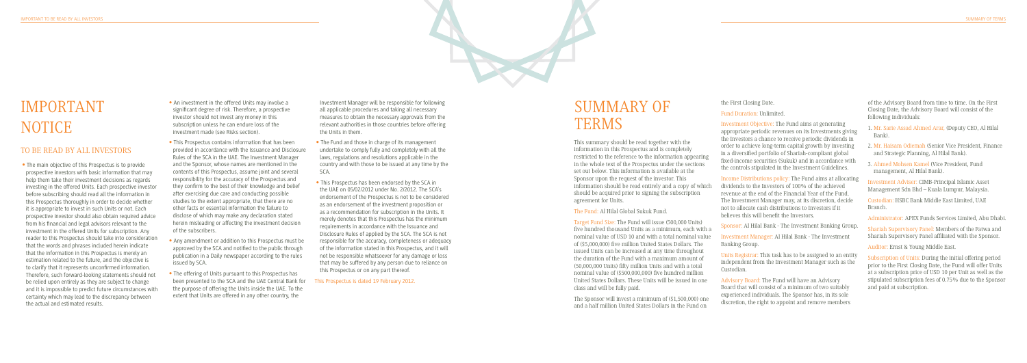# IMPORTANT NOTICE

## TO BE READ BY ALL INVESTORS

- The main objective of this Prospectus is to provide prospective investors with basic information that may help them take their investment decisions as regards investing in the offered Units. Each prospective investor before subscribing should read all the information in this Prospectus thoroughly in order to decide whether it is appropriate to invest in such Units or not. Each prospective investor should also obtain required advice from his financial and legal advisors relevant to the investment in the offered Units for subscription. Any reader to this Prospectus should take into consideration that the words and phrases included herein indicate that the information in this Prospectus is merely an estimation related to the future, and the objective is to clarify that it represents unconfirmed information. Therefore, such forward-looking statements should not be relied upon entirely as they are subject to change and it is impossible to predict future circumstances with certainty which may lead to the discrepancy between the actual and estimated results.
- An investment in the offered Units may involve a significant degree of risk. Therefore, a prospective investor should not invest any money in this subscription unless he can endure loss of the investment made (see Risks section).
- This Prospectus contains information that has been provided in accordance with the Issuance and Disclosure Rules of the SCA in the UAE. The Investment Manager and the Sponsor, whose names are mentioned in the contents of this Prospectus, assume joint and several responsibility for the accuracy of the Prospectus and they confirm to the best of their knowledge and belief after exercising due care and conducting possible studies to the extent appropriate, that there are no other facts or essential information the failure to disclose of which may make any declaration stated herein misleading or affecting the investment decision of the subscribers.
- Any amendment or addition to this Prospectus must be approved by the SCA and notified to the public through publication in a Daily newspaper according to the rules issued by SCA.
- The offering of Units pursuant to this Prospectus has been presented to the SCA and the UAE Central Bank for the purpose of offering the Units inside the UAE. To the extent that Units are offered in any other country, the Investment Manager will be responsible for following all applicable procedures and taking all necessary measures to obtain the necessary approvals from the relevant authorities in those countries before offering the Units in them.
- The Fund and those in charge of its management undertake to comply fully and completely with all the laws, regulations and resolutions applicable in the country and with those to be issued at any time by the SCA.
- This Prospectus has been endorsed by the SCA in the UAE on 05/02/2012 under No. 2/2012. The SCA's endorsement of the Prospectus is not to be considered as an endorsement of the investment proposition or as a recommendation for subscription in the Units. It merely denotes that this Prospectus has the minimum requirements in accordance with the Issuance and Disclosure Rules of applied by the SCA. The SCA is not responsible for the accuracy, completeness or adequacy of the information stated in this Prospectus, and it will not be responsible whatsoever for any damage or loss that may be suffered by any person due to reliance on this Prospectus or on any part thereof.

This Prospectus is dated 19 February 2012.

# SUMMARY OF TERMS

This summary should be read together with the information in this Prospectus and is completely restricted to the reference to the information appearing in the whole text of the Prospectus under the sections set out below. This information is available at the Sponsor upon the request of the investor. This information should be read entirely and a copy of which should be acquired prior to signing the subscription agreement for Units.

The Fund: Al Hilal Global Sukuk Fund.

Target Fund Size: The Fund will issue (500,000 Units) five hundred thousand Units as a minimum, each with a nominal value of USD 10 and with a total nominal value of ($5,000,000) five million United States Dollars. The issued Units can be increased at any time throughout the duration of the Fund with a maximum amount of (50,000,000 Units) fifty million Units and with a total nominal value of ($500,000,000) five hundred million United States Dollars. These Units will be issued in one class and will be fully paid.

The Sponsor will invest a minimum of ($1,500,000) one and a half million United States Dollars in the Fund on the First Closing Date.

Fund Duration: Unlimited.

Investment Objective: The Fund aims at generating appropriate periodic revenues on its Investments giving the Investors a chance to receive periodic dividends in order to achieve long-term capital growth by investing in a diversified portfolio of Shariah-compliant fixed-income securities (Sukuk) and in accordance with the controls stipulated in the Investment Guidelines.

Income Distributions policy: The Fund aims at allocating dividends to the Investors of 100% of the achieved revenue at the end of the Financial Year of the Fund. The Investment Manager may, at its discretion, decide not to allocate cash distributions to Investors if it believes this will benefit the Investors.

Sponsor: Al Hilal Bank - The Investment Banking Group.

Investment Manager: Al Hilal Bank - The Investment Banking Group.

Units Registrar: This task has to be assigned to an entity independent from the Investment Manager such as the Custodian.

Advisory Board: The Fund will have an Advisory Board that will consist of a minimum of two suitably experienced individuals. The Sponsor has, in its sole discretion, the right to appoint and remove members of the Advisory Board from time to time. On the First Closing Date, the Advisory Board will consist of the following individuals:

1. Mr. Sarie Assad Ahmed Arar, (Deputy CEO, Al Hilal Bank).
2. Mr. Haisam Odiemah (Senior Vice President, Finance and Strategic Planning, Al Hilal Bank).
3. Ahmed Mohsen Kamel (Vice President, Fund management, Al Hilal Bank).

Investment Adviser: CIMB-Principal Islamic Asset Management Sdn Bhd – Kuala Lumpur, Malaysia.

Custodian: HSBC Bank Middle East Limited, UAE Branch.

Administrator: APEX Funds Services Limited, Abu Dhabi.

Shariah Supervisory Panel: Members of the Fatwa and Shariah Supervisory Panel affiliated with the Sponsor.

Auditor: Ernst & Young Middle East.

Subscription of Units: During the initial offering period prior to the First Closing Date, the Fund will offer Units at a subscription price of USD 10 per Unit as well as the stipulated subscription fees of 0.75% due to the Sponsor and paid at subscription.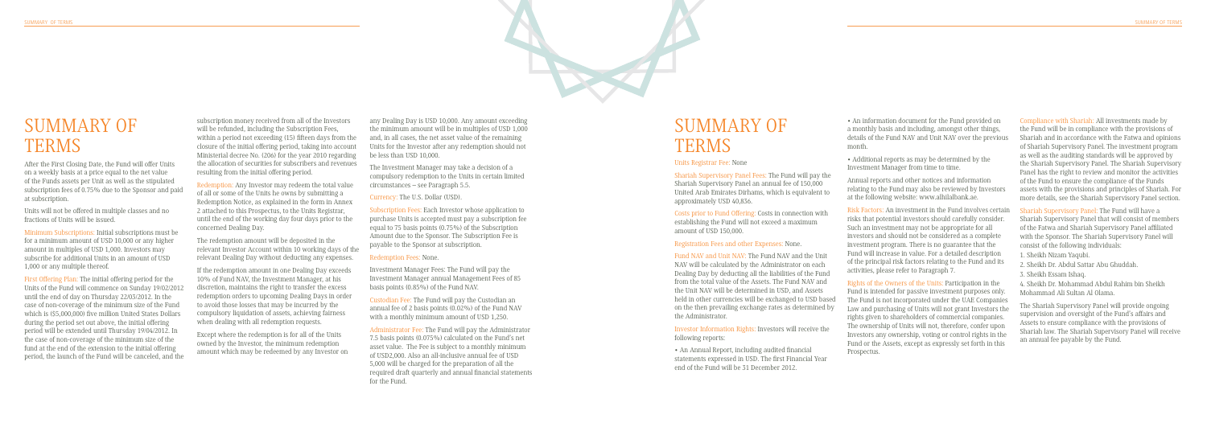# SUMMARY OF TERMS

After the First Closing Date, the Fund will offer Units on a weekly basis at a price equal to the net value of the Funds assets per Unit as well as the stipulated subscription fees of 0.75% due to the Sponsor and paid at subscription.

Units will not be offered in multiple classes and no fractions of Units will be issued.

Minimum Subscriptions: Initial subscriptions must be for a minimum amount of USD 10,000 or any higher amount in multiples of USD 1,000. Investors may subscribe for additional Units in an amount of USD 1,000 or any multiple thereof.

First Offering Plan: The initial offering period for the Units of the Fund will commence on Sunday 19/02/2012 until the end of day on Thursday 22/03/2012. In the case of non-coverage of the minimum size of the Fund which is (\$5,000,000) five million United States Dollars during the period set out above, the initial offering period will be extended until Thursday 19/04/2012. In the case of non-coverage of the minimum size of the fund at the end of the extension to the initial offering period, the launch of the Fund will be canceled, and the subscription money received from all of the Investors will be refunded, including the Subscription Fees, within a period not exceeding (15) fifteen days from the closure of the initial offering period, taking into account Ministerial decree No. (206) for the year 2010 regarding the allocation of securities for subscribers and revenues resulting from the initial offering period.

Redemption: Any Investor may redeem the total value of all or some of the Units he owns by submitting a Redemption Notice, as explained in the form in Annex 2 attached to this Prospectus, to the Units Registrar, until the end of the working day four days prior to the concerned Dealing Day.

The redemption amount will be deposited in the relevant Investor Account within 10 working days of the relevant Dealing Day without deducting any expenses.

If the redemption amount in one Dealing Day exceeds 10% of Fund NAV, the Investment Manager, at his discretion, maintains the right to transfer the excess redemption orders to upcoming Dealing Days in order to avoid those losses that may be incurred by the compulsory liquidation of assets, achieving fairness when dealing with all redemption requests.

Except where the redemption is for all of the Units owned by the Investor, the minimum redemption amount which may be redeemed by any Investor on any Dealing Day is USD 10,000. Any amount exceeding the minimum amount will be in multiples of USD 1,000 and, in all cases, the net asset value of the remaining Units for the Investor after any redemption should not be less than USD 10,000.

The Investment Manager may take a decision of a compulsory redemption to the Units in certain limited circumstances – see Paragraph 5.5.

Currency: The U.S. Dollar (USD).

Subscription Fees: Each Investor whose application to purchase Units is accepted must pay a subscription fee equal to 75 basis points (0.75%) of the Subscription Amount due to the Sponsor. The Subscription Fee is payable to the Sponsor at subscription.

Redemption Fees: None.

Investment Manager Fees: The Fund will pay the Investment Manager annual Management Fees of 85 basis points (0.85%) of the Fund NAV.

Custodian Fee: The Fund will pay the Custodian an annual fee of 2 basis points (0.02%) of the Fund NAV with a monthly minimum amount of USD 1,250.

Administrator Fee: The Fund will pay the Administrator 7.5 basis points (0.075%) calculated on the Fund's net asset value. The Fee is subject to a monthly minimum of USD2,000. Also an all-inclusive annual fee of USD 5,000 will be charged for the preparation of all the required draft quarterly and annual financial statements for the Fund.

# SUMMARY OF TERMS

Units Registrar Fee: None

Shariah Supervisory Panel Fees: The Fund will pay the Shariah Supervisory Panel an annual fee of 150,000 United Arab Emirates Dirhams, which is equivalent to approximately USD 40,836.

Costs prior to Fund Offering: Costs in connection with establishing the Fund will not exceed a maximum amount of USD 150,000.

Registration Fees and other Expenses: None.

Fund NAV and Unit NAV: The Fund NAV and the Unit NAV will be calculated by the Administrator on each Dealing Day by deducting all the liabilities of the Fund from the total value of the Assets. The Fund NAV and the Unit NAV will be determined in USD, and Assets held in other currencies will be exchanged to USD based on the then prevailing exchange rates as determined by the Administrator.

Investor Information Rights: Investors will receive the following reports:

- An Annual Report, including audited financial statements expressed in USD. The first Financial Year end of the Fund will be 31 December 2012.
- An information document for the Fund provided on a monthly basis and including, amongst other things, details of the Fund NAV and Unit NAV over the previous month.
- Additional reports as may be determined by the Investment Manager from time to time.

Annual reports and other notices and information relating to the Fund may also be reviewed by Investors at the following website: www.alhilalbank.ae.

Risk Factors: An investment in the Fund involves certain risks that potential investors should carefully consider. Such an investment may not be appropriate for all investors and should not be considered as a complete investment program. There is no guarantee that the Fund will increase in value. For a detailed description of the principal risk factors relating to the Fund and its activities, please refer to Paragraph 7.

Rights of the Owners of the Units: Participation in the Fund is intended for passive investment purposes only. The Fund is not incorporated under the UAE Companies Law and purchasing of Units will not grant Investors the rights given to shareholders of commercial companies. The ownership of Units will not, therefore, confer upon Investors any ownership, voting or control rights in the Fund or the Assets, except as expressly set forth in this Prospectus.

Compliance with Shariah: All investments made by the Fund will be in compliance with the provisions of Shariah and in accordance with the Fatwa and opinions of Shariah Supervisory Panel. The investment program as well as the auditing standards will be approved by the Shariah Supervisory Panel. The Shariah Supervisory Panel has the right to review and monitor the activities of the Fund to ensure the compliance of the Funds assets with the provisions and principles of Shariah. For more details, see the Shariah Supervisory Panel section.

Shariah Supervisory Panel: The Fund will have a Shariah Supervisory Panel that will consist of members of the Fatwa and Shariah Supervisory Panel affiliated with the Sponsor. The Shariah Supervisory Panel will consist of the following individuals:

1. Sheikh Nizam Yaqubi.
2. Sheikh Dr. Abdul Sattar Abu Ghuddah.
3. Sheikh Essam Ishaq.
4. Sheikh Dr. Mohammad Abdul Rahim bin Sheikh Mohammad Ali Sultan Al Olama.

The Shariah Supervisory Panel will provide ongoing supervision and oversight of the Fund's affairs and Assets to ensure compliance with the provisions of Shariah law. The Shariah Supervisory Panel will receive an annual fee payable by the Fund.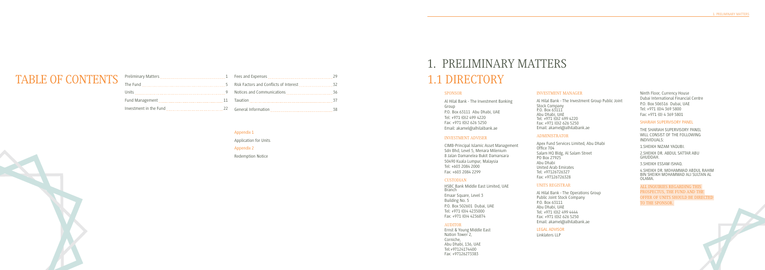# TABLE OF CONTENTS

| | |
|---|---|
| Preliminary Matters | 1 |
| The Fund | 5 |
| Units | 9 |
| Fund Management | 11 |
| Investment in the Fund | 22 |
| Fees and Expenses | 29 |
| Risk Factors and Conflicts of Interest | 32 |
| Notices and Communications | 36 |
| Taxation | 37 |
| General Information | 38 |

Appendix 1

Application for Units

Appendix 2

Redemption Notice

# 1. PRELIMINARY MATTERS

## 1.1 DIRECTORY

### SPONSOR

Al Hilal Bank - The Investment Banking Group
P.O. Box 63111 Abu Dhabi, UAE
Tel: +971 (0)2 499 4220
Fax: +971 (0)2 626 5250
Email: akamel@alhilalbank.ae

### INVESTMENT ADVISER

CIMB-Principal Islamic Asset Management Sdn Bhd, Level 5, Menara Milenium
8 Jalan Damanelea Bukit Damansara
50490 Kuala Lumpur, Malaysia
Tel: +603 2084 2000
Fax: +603 2084 2299

### CUSTODIAN

HSBC Bank Middle East Limited, UAE Branch
Emaar Square, Level 3
Building No. 5
P.O. Box 502601 Dubai, UAE
Tel: +971 (0)4 4235000
Fax: +971 (0)4 4236874

### AUDITOR

Ernst & Young Middle East
Nation Tower 2,
Corniche,
Abu Dhabi, 136, UAE
Tel:+97124174400
Fax: +97126273383

### INVESTMENT MANAGER

Al Hilal Bank - The Investment Group Public Joint Stock Company
P.O. Box 63111
Abu Dhabi, UAE
Tel: +971 (0)2 499 4220
Fax: +971 (0)2 626 5250
Email: akamel@alhilalbank.ae

### ADMINISTRATOR

Apex Fund Services Limited, Abu Dhabi
Office 704
Salam HQ Bldg, Al Salam Street
PO Box 27925
Abu Dhabi
United Arab Emirates
Tel: +97126726327
Fax: +97126726328

### UNITS REGISTRAR

Al Hilal Bank - The Operations Group Public Joint Stock Company
P.O. Box 63111
Abu Dhabi, UAE
Tel: +971 (0)2 499 4444
Fax: +971 (0)2 626 5250
Email: akamel@alhilalbank.ae

### LEGAL ADVISOR

Linklaters LLP
Ninth Floor, Currency House
Dubai International Financial Centre
P.O. Box 506516 Dubai, UAE
Tel: +971 (0)4 369 5800
Fax: +971 (0) 4 369 5801

### SHARIAH SUPERVISORY PANEL

THE SHARIAH SUPERVISORY PANEL WILL CONSIST OF THE FOLLOWING INDIVIDUALS:

1.SHEIKH NIZAM YAQUBI.

2.SHEIKH DR. ABDUL SATTAR ABU GHUDDAH.

3.SHEIKH ESSAM ISHAQ.

4.SHEIKH DR. MOHAMMAD ABDUL RAHIM BIN SHEIKH MOHAMMAD ALI SULTAN AL OLAMA.

ALL INQUIRIES REGARDING THIS PROSPECTUS, THE FUND AND THE OFFER OF UNITS SHOULD BE DIRECTED TO THE SPONSOR.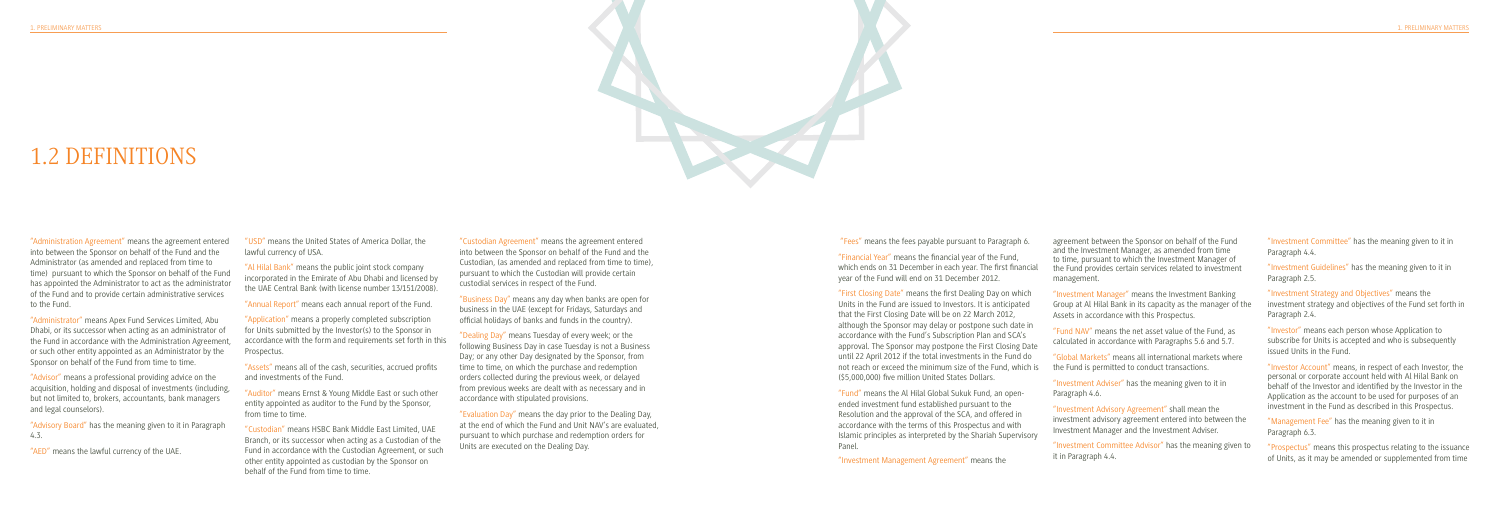# 1.2 DEFINITIONS

"Administration Agreement" means the agreement entered into between the Sponsor on behalf of the Fund and the Administrator (as amended and replaced from time to time) pursuant to which the Sponsor on behalf of the Fund has appointed the Administrator to act as the administrator of the Fund and to provide certain administrative services to the Fund.

"Administrator" means Apex Fund Services Limited, Abu Dhabi, or its successor when acting as an administrator of the Fund in accordance with the Administration Agreement, or such other entity appointed as an Administrator by the Sponsor on behalf of the Fund from time to time.

"Advisor" means a professional providing advice on the acquisition, holding and disposal of investments (including, but not limited to, brokers, accountants, bank managers and legal counselors).

"Advisory Board" has the meaning given to it in Paragraph 4.3.

"AED" means the lawful currency of the UAE.

"USD" means the United States of America Dollar, the lawful currency of USA.

"Al Hilal Bank" means the public joint stock company incorporated in the Emirate of Abu Dhabi and licensed by the UAE Central Bank (with license number 13/151/2008).

"Annual Report" means each annual report of the Fund.

"Application" means a properly completed subscription for Units submitted by the Investor(s) to the Sponsor in accordance with the form and requirements set forth in this Prospectus.

"Assets" means all of the cash, securities, accrued profits and investments of the Fund.

"Auditor" means Ernst & Young Middle East or such other entity appointed as auditor to the Fund by the Sponsor, from time to time.

"Custodian" means HSBC Bank Middle East Limited, UAE Branch, or its successor when acting as a Custodian of the Fund in accordance with the Custodian Agreement, or such other entity appointed as custodian by the Sponsor on behalf of the Fund from time to time.

"Custodian Agreement" means the agreement entered into between the Sponsor on behalf of the Fund and the Custodian, (as amended and replaced from time to time), pursuant to which the Custodian will provide certain custodial services in respect of the Fund.

"Business Day" means any day when banks are open for business in the UAE (except for Fridays, Saturdays and official holidays of banks and funds in the country).

"Dealing Day" means Tuesday of every week; or the following Business Day in case Tuesday is not a Business Day; or any other Day designated by the Sponsor, from time to time, on which the purchase and redemption orders collected during the previous week, or delayed from previous weeks are dealt with as necessary and in accordance with stipulated provisions.

"Evaluation Day" means the day prior to the Dealing Day, at the end of which the Fund and Unit NAV's are evaluated, pursuant to which purchase and redemption orders for Units are executed on the Dealing Day.

"Fees" means the fees payable pursuant to Paragraph 6.

"Financial Year" means the financial year of the Fund, which ends on 31 December in each year. The first financial year of the Fund will end on 31 December 2012.

"First Closing Date" means the first Dealing Day on which Units in the Fund are issued to Investors. It is anticipated that the First Closing Date will be on 22 March 2012, although the Sponsor may delay or postpone such date in accordance with the Fund's Subscription Plan and SCA's approval. The Sponsor may postpone the First Closing Date until 22 April 2012 if the total investments in the Fund do not reach or exceed the minimum size of the Fund, which is ($5,000,000) five million United States Dollars.

"Fund" means the Al Hilal Global Sukuk Fund, an open-ended investment fund established pursuant to the Resolution and the approval of the SCA, and offered in accordance with the terms of this Prospectus and with Islamic principles as interpreted by the Shariah Supervisory Panel.

"Investment Management Agreement" means the agreement between the Sponsor on behalf of the Fund and the Investment Manager, as amended from time to time, pursuant to which the Investment Manager of the Fund provides certain services related to investment management.

"Investment Manager" means the Investment Banking Group at Al Hilal Bank in its capacity as the manager of the Assets in accordance with this Prospectus.

"Fund NAV" means the net asset value of the Fund, as calculated in accordance with Paragraphs 5.6 and 5.7.

"Global Markets" means all international markets where the Fund is permitted to conduct transactions.

"Investment Adviser" has the meaning given to it in Paragraph 4.6.

"Investment Advisory Agreement" shall mean the investment advisory agreement entered into between the Investment Manager and the Investment Adviser.

"Investment Committee Advisor" has the meaning given to it in Paragraph 4.4.

"Investment Committee" has the meaning given to it in Paragraph 4.4.

"Investment Guidelines" has the meaning given to it in Paragraph 2.5.

"Investment Strategy and Objectives" means the investment strategy and objectives of the Fund set forth in Paragraph 2.4.

"Investor" means each person whose Application to subscribe for Units is accepted and who is subsequently issued Units in the Fund.

"Investor Account" means, in respect of each Investor, the personal or corporate account held with Al Hilal Bank on behalf of the Investor and identified by the Investor in the Application as the account to be used for purposes of an investment in the Fund as described in this Prospectus.

"Management Fee" has the meaning given to it in Paragraph 6.3.

"Prospectus" means this prospectus relating to the issuance of Units, as it may be amended or supplemented from time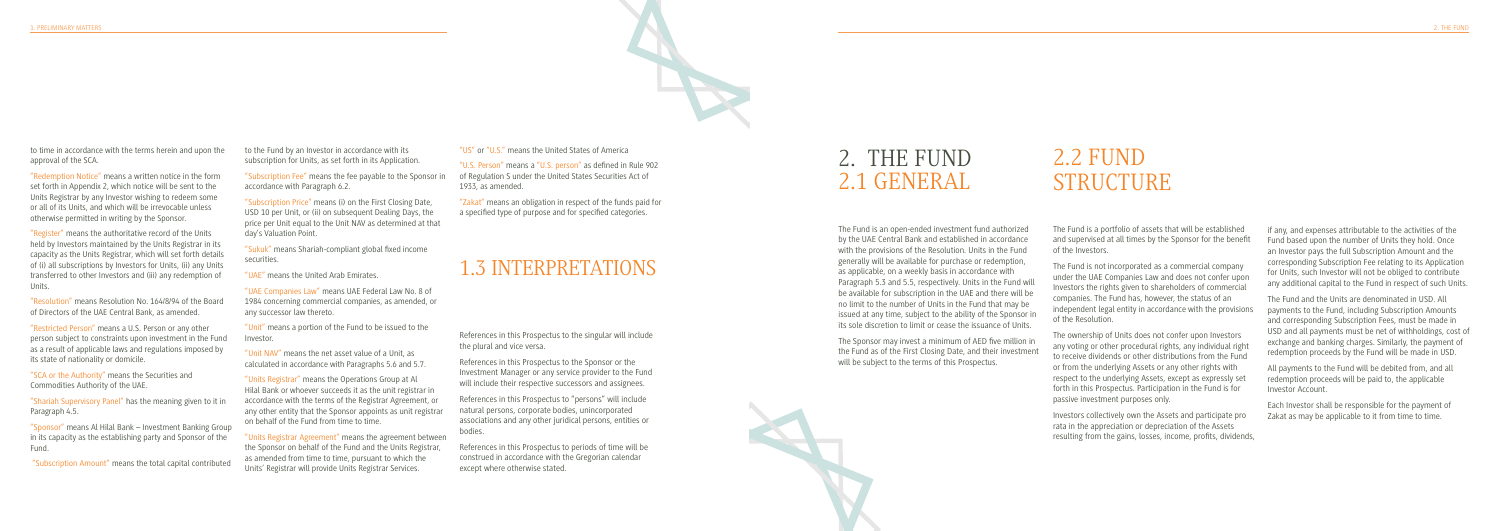to time in accordance with the terms herein and upon the approval of the SCA.

"Redemption Notice" means a written notice in the form set forth in Appendix 2, which notice will be sent to the Units Registrar by any Investor wishing to redeem some or all of its Units, and which will be irrevocable unless otherwise permitted in writing by the Sponsor.

"Register" means the authoritative record of the Units held by Investors maintained by the Units Registrar in its capacity as the Units Registrar, which will set forth details of (i) all subscriptions by Investors for Units, (ii) any Units transferred to other Investors and (iii) any redemption of Units.

"Resolution" means Resolution No. 164/8/94 of the Board of Directors of the UAE Central Bank, as amended.

"Restricted Person" means a U.S. Person or any other person subject to constraints upon investment in the Fund as a result of applicable laws and regulations imposed by its state of nationality or domicile.

"SCA or the Authority" means the Securities and Commodities Authority of the UAE.

"Shariah Supervisory Panel" has the meaning given to it in Paragraph 4.5.

"Sponsor" means Al Hilal Bank – Investment Banking Group in its capacity as the establishing party and Sponsor of the Fund.

"Subscription Amount" means the total capital contributed to the Fund by an Investor in accordance with its subscription for Units, as set forth in its Application.

"Subscription Fee" means the fee payable to the Sponsor in accordance with Paragraph 6.2.

"Subscription Price" means (i) on the First Closing Date, USD 10 per Unit, or (ii) on subsequent Dealing Days, the price per Unit equal to the Unit NAV as determined at that day's Valuation Point.

"Sukuk" means Shariah-compliant global fixed income securities.

"UAE" means the United Arab Emirates.

"UAE Companies Law" means UAE Federal Law No. 8 of 1984 concerning commercial companies, as amended, or any successor law thereto.

"Unit" means a portion of the Fund to be issued to the Investor.

"Unit NAV" means the net asset value of a Unit, as calculated in accordance with Paragraphs 5.6 and 5.7.

"Units Registrar" means the Operations Group at Al Hilal Bank or whoever succeeds it as the unit registrar in accordance with the terms of the Registrar Agreement, or any other entity that the Sponsor appoints as unit registrar on behalf of the Fund from time to time.

"Units Registrar Agreement" means the agreement between the Sponsor on behalf of the Fund and the Units Registrar, as amended from time to time, pursuant to which the Units' Registrar will provide Units Registrar Services.

"US" or "U.S." means the United States of America

"U.S. Person" means a "U.S. person" as defined in Rule 902 of Regulation S under the United States Securities Act of 1933, as amended.

"Zakat" means an obligation in respect of the funds paid for a specified type of purpose and for specified categories.

# 1.3 INTERPRETATIONS

References in this Prospectus to the singular will include the plural and vice versa.

References in this Prospectus to the Sponsor or the Investment Manager or any service provider to the Fund will include their respective successors and assignees.

References in this Prospectus to "persons" will include natural persons, corporate bodies, unincorporated associations and any other juridical persons, entities or bodies.

References in this Prospectus to periods of time will be construed in accordance with the Gregorian calendar except where otherwise stated.

# 2. THE FUND

## 2.1 GENERAL

The Fund is an open-ended investment fund authorized by the UAE Central Bank and established in accordance with the provisions of the Resolution. Units in the Fund generally will be available for purchase or redemption, as applicable, on a weekly basis in accordance with Paragraph 5.3 and 5.5, respectively. Units in the Fund will be available for subscription in the UAE and there will be no limit to the number of Units in the Fund that may be issued at any time, subject to the ability of the Sponsor in its sole discretion to limit or cease the issuance of Units.

The Sponsor may invest a minimum of AED five million in the Fund as of the First Closing Date, and their investment will be subject to the terms of this Prospectus.

## 2.2 FUND STRUCTURE

The Fund is a portfolio of assets that will be established and supervised at all times by the Sponsor for the benefit of the Investors.

The Fund is not incorporated as a commercial company under the UAE Companies Law and does not confer upon Investors the rights given to shareholders of commercial companies. The Fund has, however, the status of an independent legal entity in accordance with the provisions of the Resolution.

The ownership of Units does not confer upon Investors any voting or other procedural rights, any individual right to receive dividends or other distributions from the Fund or from the underlying Assets or any other rights with respect to the underlying Assets, except as expressly set forth in this Prospectus. Participation in the Fund is for passive investment purposes only.

Investors collectively own the Assets and participate pro rata in the appreciation or depreciation of the Assets resulting from the gains, losses, income, profits, dividends, if any, and expenses attributable to the activities of the Fund based upon the number of Units they hold. Once an Investor pays the full Subscription Amount and the corresponding Subscription Fee relating to its Application for Units, such Investor will not be obliged to contribute any additional capital to the Fund in respect of such Units.

The Fund and the Units are denominated in USD. All payments to the Fund, including Subscription Amounts and corresponding Subscription Fees, must be made in USD and all payments must be net of withholdings, cost of exchange and banking charges. Similarly, the payment of redemption proceeds by the Fund will be made in USD.

All payments to the Fund will be debited from, and all redemption proceeds will be paid to, the applicable Investor Account.

Each Investor shall be responsible for the payment of Zakat as may be applicable to it from time to time.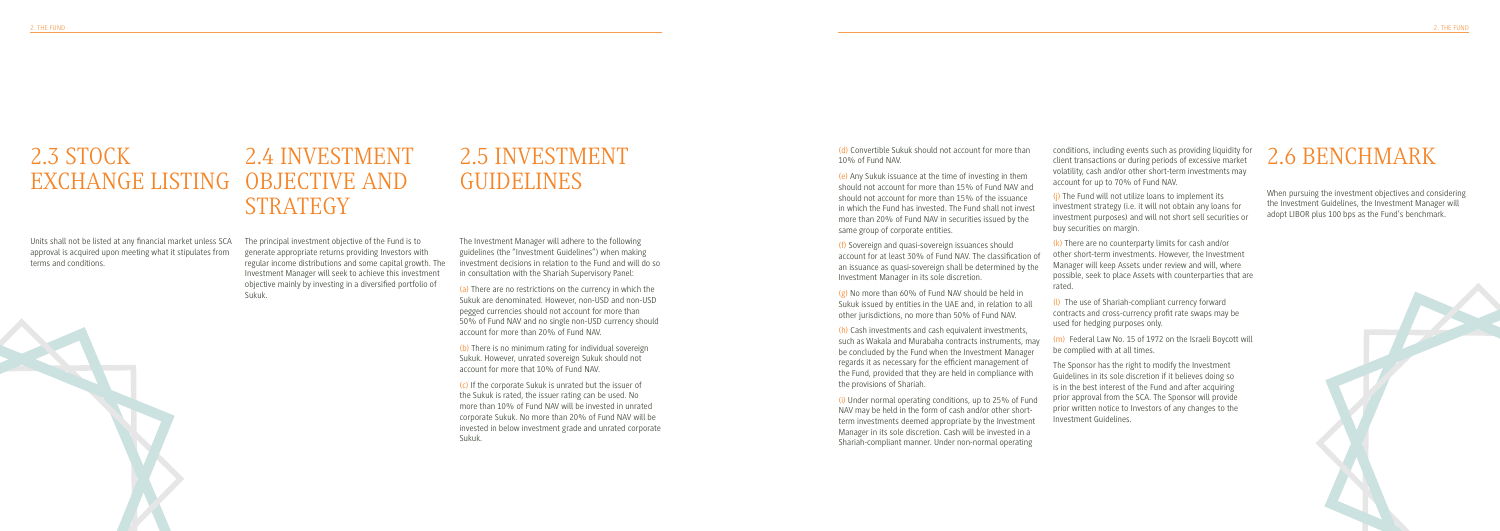## 2.3 STOCK EXCHANGE LISTING

Units shall not be listed at any financial market unless SCA approval is acquired upon meeting what it stipulates from terms and conditions.

## 2.4 INVESTMENT OBJECTIVE AND STRATEGY

The principal investment objective of the Fund is to generate appropriate returns providing Investors with regular income distributions and some capital growth. The Investment Manager will seek to achieve this investment objective mainly by investing in a diversified portfolio of Sukuk.

## 2.5 INVESTMENT GUIDELINES

The Investment Manager will adhere to the following guidelines (the "Investment Guidelines") when making investment decisions in relation to the Fund and will do so in consultation with the Shariah Supervisory Panel:

(a) There are no restrictions on the currency in which the Sukuk are denominated. However, non-USD and non-USD pegged currencies should not account for more than 50% of Fund NAV and no single non-USD currency should account for more than 20% of Fund NAV.

(b) There is no minimum rating for individual sovereign Sukuk. However, unrated sovereign Sukuk should not account for more that 10% of Fund NAV.

(c) If the corporate Sukuk is unrated but the issuer of the Sukuk is rated, the issuer rating can be used. No more than 10% of Fund NAV will be invested in unrated corporate Sukuk. No more than 20% of Fund NAV will be invested in below investment grade and unrated corporate Sukuk.

(d) Convertible Sukuk should not account for more than 10% of Fund NAV.

(e) Any Sukuk issuance at the time of investing in them should not account for more than 15% of Fund NAV and should not account for more than 15% of the issuance in which the Fund has invested. The Fund shall not invest more than 20% of Fund NAV in securities issued by the same group of corporate entities.

(f) Sovereign and quasi-sovereign issuances should account for at least 30% of Fund NAV. The classification of an issuance as quasi-sovereign shall be determined by the Investment Manager in its sole discretion.

(g) No more than 60% of Fund NAV should be held in Sukuk issued by entities in the UAE and, in relation to all other jurisdictions, no more than 50% of Fund NAV.

(h) Cash investments and cash equivalent investments, such as Wakala and Murabaha contracts instruments, may be concluded by the Fund when the Investment Manager regards it as necessary for the efficient management of the Fund, provided that they are held in compliance with the provisions of Shariah.

(i) Under normal operating conditions, up to 25% of Fund NAV may be held in the form of cash and/or other short-term investments deemed appropriate by the Investment Manager in its sole discretion. Cash will be invested in a Shariah-compliant manner. Under non-normal operating conditions, including events such as providing liquidity for client transactions or during periods of excessive market volatility, cash and/or other short-term investments may account for up to 70% of Fund NAV.

(j) The Fund will not utilize loans to implement its investment strategy (i.e. it will not obtain any loans for investment purposes) and will not short sell securities or buy securities on margin.

(k) There are no counterparty limits for cash and/or other short-term investments. However, the Investment Manager will keep Assets under review and will, where possible, seek to place Assets with counterparties that are rated.

(l) The use of Shariah-compliant currency forward contracts and cross-currency profit rate swaps may be used for hedging purposes only.

(m) Federal Law No. 15 of 1972 on the Israeli Boycott will be complied with at all times.

The Sponsor has the right to modify the Investment Guidelines in its sole discretion if it believes doing so is in the best interest of the Fund and after acquiring prior approval from the SCA. The Sponsor will provide prior written notice to Investors of any changes to the Investment Guidelines.

## 2.6 BENCHMARK

When pursuing the investment objectives and considering the Investment Guidelines, the Investment Manager will adopt LIBOR plus 100 bps as the Fund's benchmark.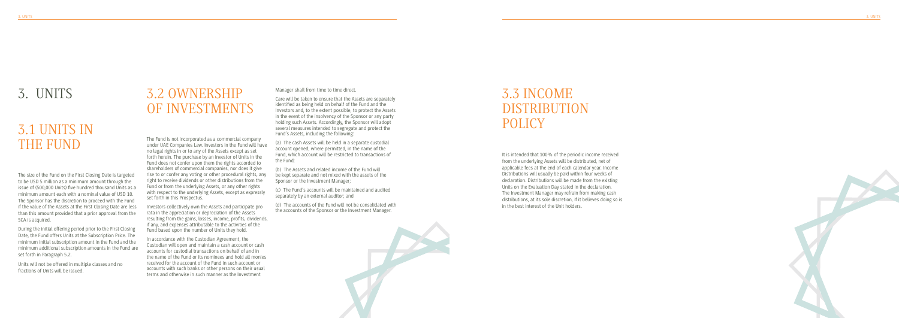# 3. UNITS

## 3.1 UNITS IN THE FUND

The size of the Fund on the First Closing Date is targeted to be USD 5 million as a minimum amount through the issue of (500,000 Units) five hundred thousand Units as a minimum amount each with a nominal value of USD 10. The Sponsor has the discretion to proceed with the Fund if the value of the Assets at the First Closing Date are less than this amount provided that a prior approval from the SCA is acquired.

During the initial offering period prior to the First Closing Date, the Fund offers Units at the Subscription Price. The minimum initial subscription amount in the Fund and the minimum additional subscription amounts in the Fund are set forth in Paragraph 5.2.

Units will not be offered in multiple classes and no fractions of Units will be issued.

## 3.2 OWNERSHIP OF INVESTMENTS

The Fund is not incorporated as a commercial company under UAE Companies Law. Investors in the Fund will have no legal rights in or to any of the Assets except as set forth herein. The purchase by an Investor of Units in the Fund does not confer upon them the rights accorded to shareholders of commercial companies, nor does it give rise to or confer any voting or other procedural rights, any right to receive dividends or other distributions from the Fund or from the underlying Assets, or any other rights with respect to the underlying Assets, except as expressly set forth in this Prospectus.

Investors collectively own the Assets and participate pro rata in the appreciation or depreciation of the Assets resulting from the gains, losses, income, profits, dividends, if any, and expenses attributable to the activities of the Fund based upon the number of Units they hold.

In accordance with the Custodian Agreement, the Custodian will open and maintain a cash account or cash accounts for custodial transactions on behalf of and in the name of the Fund or its nominees and hold all monies received for the account of the Fund in such account or accounts with such banks or other persons on their usual terms and otherwise in such manner as the Investment Manager shall from time to time direct.

Care will be taken to ensure that the Assets are separately identified as being held on behalf of the Fund and the Investors and, to the extent possible, to protect the Assets in the event of the insolvency of the Sponsor or any party holding such Assets. Accordingly, the Sponsor will adopt several measures intended to segregate and protect the Fund's Assets, including the following:

(a) The cash Assets will be held in a separate custodial account opened, where permitted, in the name of the Fund, which account will be restricted to transactions of the Fund;

(b) The Assets and related income of the Fund will be kept separate and not mixed with the assets of the Sponsor or the Investment Manager;

(c) The Fund's accounts will be maintained and audited separately by an external auditor; and

(d) The accounts of the Fund will not be consolidated with the accounts of the Sponsor or the Investment Manager.

## 3.3 INCOME DISTRIBUTION POLICY

It is intended that 100% of the periodic income received from the underlying Assets will be distributed, net of applicable fees at the end of each calendar year. Income Distributions will usually be paid within four weeks of declaration. Distributions will be made from the existing Units on the Evaluation Day stated in the declaration. The Investment Manager may refrain from making cash distributions, at its sole discretion, if it believes doing so is in the best interest of the Unit holders.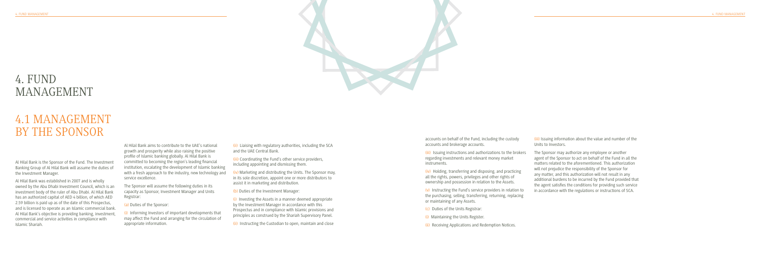# 4. FUND MANAGEMENT

## 4.1 MANAGEMENT BY THE SPONSOR

Al Hilal Bank is the Sponsor of the Fund. The Investment Banking Group of Al Hilal Bank will assume the duties of the Investment Manager.

Al Hilal Bank was established in 2007 and is wholly owned by the Abu Dhabi Investment Council, which is an investment body of the ruler of Abu Dhabi. Al Hilal Bank has an authorized capital of AED 4 billion, of which AED 2.59 billion is paid up as of the date of this Prospectus, and is licensed to operate as an Islamic commercial bank. Al Hilal Bank's objective is providing banking, investment, commercial and service activities in compliance with Islamic Shariah.

Al Hilal Bank aims to contribute to the UAE's national growth and prosperity while also raising the positive profile of Islamic banking globally. Al Hilal Bank is committed to becoming the region's leading financial institution, escalating the development of Islamic banking with a fresh approach to the industry, new technology and service excellence.

The Sponsor will assume the following duties in its capacity as Sponsor, Investment Manager and Units Registrar:

(a) Duties of the Sponsor:

(i) Informing Investors of important developments that may affect the Fund and arranging for the circulation of appropriate information.

(ii) Liaising with regulatory authorities, including the SCA and the UAE Central Bank.

(iii) Coordinating the Fund's other service providers, including appointing and dismissing them.

(iv) Marketing and distributing the Units. The Sponsor may, in its sole discretion, appoint one or more distributors to assist it in marketing and distribution.

(b) Duties of the Investment Manager:

(i) Investing the Assets in a manner deemed appropriate by the Investment Manager in accordance with this Prospectus and in compliance with Islamic provisions and principles as construed by the Shariah Supervisory Panel.

(ii) Instructing the Custodian to open, maintain and close accounts on behalf of the Fund, including the custody accounts and brokerage accounts.

(iii) Issuing instructions and authorizations to the brokers regarding investments and relevant money market instruments.

(iv) Holding, transferring and disposing, and practicing all the rights, powers, privileges and other rights of ownership and possession in relation to the Assets.

(v) Instructing the Fund's service providers in relation to the purchasing, selling, transferring, returning, replacing or maintaining of any Assets.

(c) Duties of the Units Registrar:

(i) Maintaining the Units Register.

(ii) Receiving Applications and Redemption Notices.

(iii) Issuing information about the value and number of the Units to Investors.

The Sponsor may authorize any employee or another agent of the Sponsor to act on behalf of the Fund in all the matters related to the aforementioned. This authorization will not prejudice the responsibility of the Sponsor for any matter, and this authorization will not result in any additional burdens to be incurred by the Fund provided that the agent satisfies the conditions for providing such service in accordance with the regulations or instructions of SCA.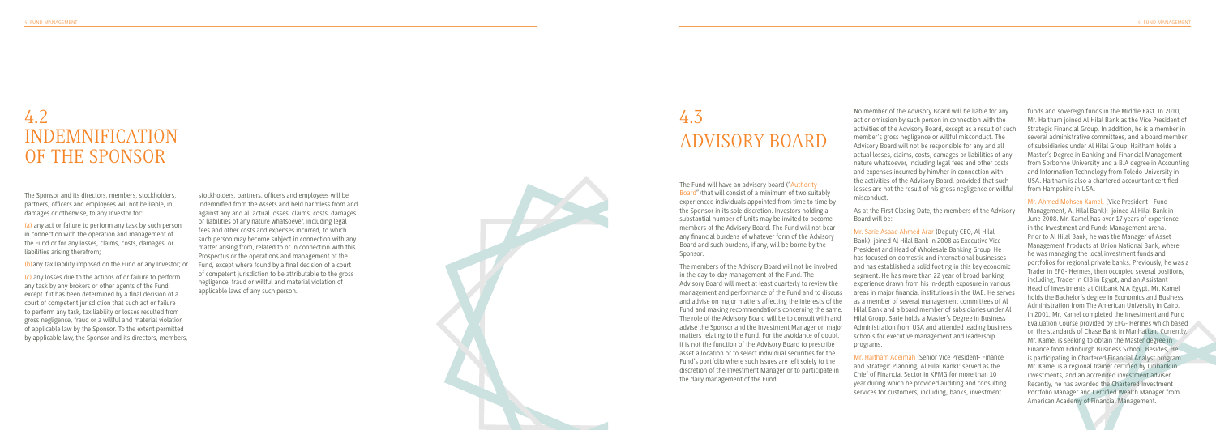# 4.2 INDEMNIFICATION OF THE SPONSOR

The Sponsor and its directors, members, stockholders, partners, officers and employees will not be liable, in damages or otherwise, to any Investor for:

(a) any act or failure to perform any task by such person in connection with the operation and management of the Fund or for any losses, claims, costs, damages, or liabilities arising therefrom;

(b) any tax liability imposed on the Fund or any Investor; or

(c) any losses due to the actions of or failure to perform any task by any brokers or other agents of the Fund, except if it has been determined by a final decision of a court of competent jurisdiction that such act or failure to perform any task, tax liability or losses resulted from gross negligence, fraud or a willful and material violation of applicable law by the Sponsor. To the extent permitted by applicable law, the Sponsor and its directors, members, stockholders, partners, officers and employees will be indemnified from the Assets and held harmless from and against any and all actual losses, claims, costs, damages or liabilities of any nature whatsoever, including legal fees and other costs and expenses incurred, to which such person may become subject in connection with any matter arising from, related to or in connection with this Prospectus or the operations and management of the Fund, except where found by a final decision of a court of competent jurisdiction to be attributable to the gross negligence, fraud or willful and material violation of applicable laws of any such person.

# 4.3 ADVISORY BOARD

The Fund will have an advisory board ("Authority Board")that will consist of a minimum of two suitably experienced individuals appointed from time to time by the Sponsor in its sole discretion. Investors holding a substantial number of Units may be invited to become members of the Advisory Board. The Fund will not bear any financial burdens of whatever form of the Advisory Board and such burdens, if any, will be borne by the Sponsor.

The members of the Advisory Board will not be involved in the day-to-day management of the Fund. The Advisory Board will meet at least quarterly to review the management and performance of the Fund and to discuss and advise on major matters affecting the interests of the Fund and making recommendations concerning the same. The role of the Advisory Board will be to consult with and advise the Sponsor and the Investment Manager on major matters relating to the Fund. For the avoidance of doubt, it is not the function of the Advisory Board to prescribe asset allocation or to select individual securities for the Fund's portfolio where such issues are left solely to the discretion of the Investment Manager or to participate in the daily management of the Fund.

No member of the Advisory Board will be liable for any act or omission by such person in connection with the activities of the Advisory Board, except as a result of such member's gross negligence or willful misconduct. The Advisory Board will not be responsible for any and all actual losses, claims, costs, damages or liabilities of any nature whatsoever, including legal fees and other costs and expenses incurred by him/her in connection with the activities of the Advisory Board, provided that such losses are not the result of his gross negligence or willful misconduct.

As at the First Closing Date, the members of the Advisory Board will be:

Mr. Sarie Asaad Ahmed Arar (Deputy CEO, Al Hilal Bank): joined Al Hilal Bank in 2008 as Executive Vice President and Head of Wholesale Banking Group. He has focused on domestic and international businesses and has established a solid footing in this key economic segment. He has more than 22 year of broad banking experience drawn from his in-depth exposure in various areas in major financial institutions in the UAE. He serves as a member of several management committees of Al Hilal Bank and a board member of subsidiaries under Al Hilal Group. Sarie holds a Master's Degree in Business Administration from USA and attended leading business schools for executive management and leadership programs.

Mr. Haitham Adeimah (Senior Vice President- Finance and Strategic Planning, Al Hilal Bank): served as the Chief of Financial Sector in KPMG for more than 10 year during which he provided auditing and consulting services for customers; including, banks, investment funds and sovereign funds in the Middle East. In 2010, Mr. Haitham joined Al Hilal Bank as the Vice President of Strategic Financial Group. In addition, he is a member in several administrative committees, and a board member of subsidiaries under Al Hilal Group. Haitham holds a Master's Degree in Banking and Financial Management from Sorbonne University and a B.A degree in Accounting and Information Technology from Toledo University in USA. Haitham is also a chartered accountant certified from Hampshire in USA.

Mr. Ahmed Mohsen Kamel, (Vice President - Fund Management, Al Hilal Bank): joined Al Hilal Bank in June 2008. Mr. Kamel has over 17 years of experience in the Investment and Funds Management arena. Prior to Al Hilal Bank, he was the Manager of Asset Management Products at Union National Bank, where he was managing the local investment funds and portfolios for regional private banks. Previously, he was a Trader in EFG- Hermes, then occupied several positions; including, Trader in CIB in Egypt, and an Assistant Head of Investments at Citibank N.A Egypt. Mr. Kamel holds the Bachelor's degree in Economics and Business Administration from The American University in Cairo. In 2001, Mr. Kamel completed the Investment and Fund Evaluation Course provided by EFG- Hermes which based on the standards of Chase Bank in Manhattan. Currently, Mr. Kamel is seeking to obtain the Master degree in Finance from Edinburgh Business School. Besides, He is participating in Chartered Financial Analyst program. Mr. Kamel is a regional trainer certified by Citibank in investments, and an accredited investment adviser. Recently, he has awarded the Chartered Investment Portfolio Manager and Certified Wealth Manager from American Academy of Financial Management.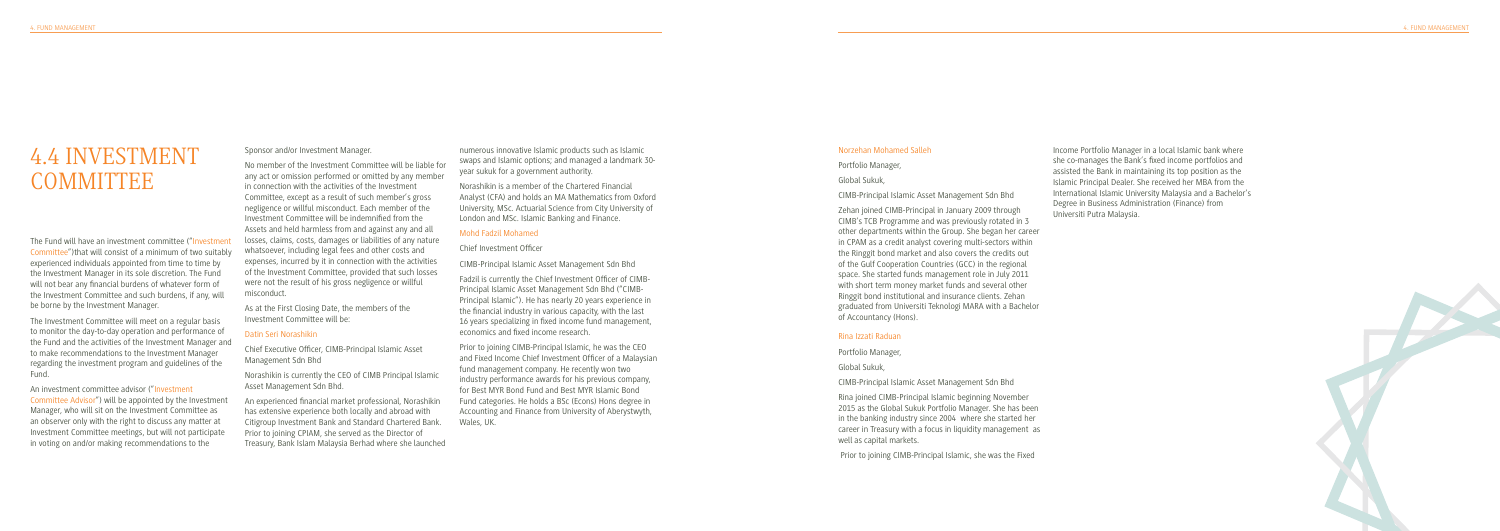# 4.4 INVESTMENT COMMITTEE

The Fund will have an investment committee ("Investment Committee")that will consist of a minimum of two suitably experienced individuals appointed from time to time by the Investment Manager in its sole discretion. The Fund will not bear any financial burdens of whatever form of the Investment Committee and such burdens, if any, will be borne by the Investment Manager.

The Investment Committee will meet on a regular basis to monitor the day-to-day operation and performance of the Fund and the activities of the Investment Manager and to make recommendations to the Investment Manager regarding the investment program and guidelines of the Fund.

An investment committee advisor ("Investment Committee Advisor") will be appointed by the Investment Manager, who will sit on the Investment Committee as an observer only with the right to discuss any matter at Investment Committee meetings, but will not participate in voting on and/or making recommendations to the Sponsor and/or Investment Manager.

No member of the Investment Committee will be liable for any act or omission performed or omitted by any member in connection with the activities of the Investment Committee, except as a result of such member's gross negligence or willful misconduct. Each member of the Investment Committee will be indemnified from the Assets and held harmless from and against any and all losses, claims, costs, damages or liabilities of any nature whatsoever, including legal fees and other costs and expenses, incurred by it in connection with the activities of the Investment Committee, provided that such losses were not the result of his gross negligence or willful misconduct.

As at the First Closing Date, the members of the Investment Committee will be:

### Datin Seri Norashikin

Chief Executive Officer, CIMB-Principal Islamic Asset Management Sdn Bhd

Norashikin is currently the CEO of CIMB Principal Islamic Asset Management Sdn Bhd.

An experienced financial market professional, Norashikin has extensive experience both locally and abroad with Citigroup Investment Bank and Standard Chartered Bank. Prior to joining CPIAM, she served as the Director of Treasury, Bank Islam Malaysia Berhad where she launched numerous innovative Islamic products such as Islamic swaps and Islamic options; and managed a landmark 30-year sukuk for a government authority.

Norashikin is a member of the Chartered Financial Analyst (CFA) and holds an MA Mathematics from Oxford University, MSc. Actuarial Science from City University of London and MSc. Islamic Banking and Finance.

### Mohd Fadzil Mohamed

Chief Investment Officer

CIMB-Principal Islamic Asset Management Sdn Bhd

Fadzil is currently the Chief Investment Officer of CIMB-Principal Islamic Asset Management Sdn Bhd ("CIMB-Principal Islamic"). He has nearly 20 years experience in the financial industry in various capacity, with the last 16 years specializing in fixed income fund management, economics and fixed income research.

Prior to joining CIMB-Principal Islamic, he was the CEO and Fixed Income Chief Investment Officer of a Malaysian fund management company. He recently won two industry performance awards for his previous company, for Best MYR Bond Fund and Best MYR Islamic Bond Fund categories. He holds a BSc (Econs) Hons degree in Accounting and Finance from University of Aberystwyth, Wales, UK.

### Norzehan Mohamed Salleh

Portfolio Manager,

Global Sukuk,

CIMB-Principal Islamic Asset Management Sdn Bhd

Zehan joined CIMB-Principal in January 2009 through CIMB's TCB Programme and was previously rotated in 3 other departments within the Group. She began her career in CPAM as a credit analyst covering multi-sectors within the Ringgit bond market and also covers the credits out of the Gulf Cooperation Countries (GCC) in the regional space. She started funds management role in July 2011 with short term money market funds and several other Ringgit bond institutional and insurance clients. Zehan graduated from Universiti Teknologi MARA with a Bachelor of Accountancy (Hons).

### Rina Izzati Raduan

Portfolio Manager,

Global Sukuk,

CIMB-Principal Islamic Asset Management Sdn Bhd

Rina joined CIMB-Principal Islamic beginning November 2015 as the Global Sukuk Portfolio Manager. She has been in the banking industry since 2004 where she started her career in Treasury with a focus in liquidity management as well as capital markets.

Prior to joining CIMB-Principal Islamic, she was the Fixed Income Portfolio Manager in a local Islamic bank where she co-manages the Bank's fixed income portfolios and assisted the Bank in maintaining its top position as the Islamic Principal Dealer. She received her MBA from the International Islamic University Malaysia and a Bachelor's Degree in Business Administration (Finance) from Universiti Putra Malaysia.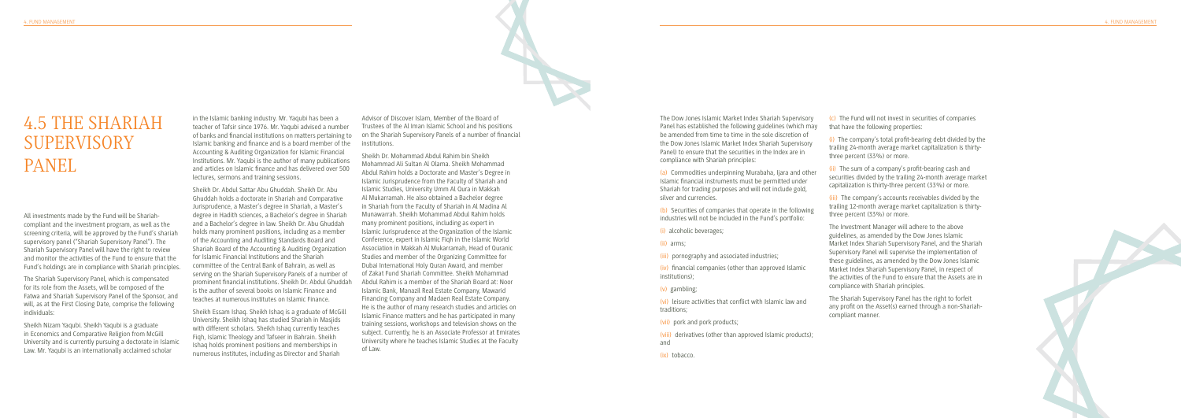# 4.5 THE SHARIAH SUPERVISORY PANEL

All investments made by the Fund will be Shariah-compliant and the investment program, as well as the screening criteria, will be approved by the Fund's shariah supervisory panel ("Shariah Supervisory Panel"). The Shariah Supervisory Panel will have the right to review and monitor the activities of the Fund to ensure that the Fund's holdings are in compliance with Shariah principles.

The Shariah Supervisory Panel, which is compensated for its role from the Assets, will be composed of the Fatwa and Shariah Supervisory Panel of the Sponsor, and will, as at the First Closing Date, comprise the following individuals:

Sheikh Nizam Yaqubi. Sheikh Yaqubi is a graduate in Economics and Comparative Religion from McGill University and is currently pursuing a doctorate in Islamic Law. Mr. Yaqubi is an internationally acclaimed scholar in the Islamic banking industry. Mr. Yaqubi has been a teacher of Tafsir since 1976. Mr. Yaqubi advised a number of banks and financial institutions on matters pertaining to Islamic banking and finance and is a board member of the Accounting & Auditing Organization for Islamic Financial Institutions. Mr. Yaqubi is the author of many publications and articles on Islamic finance and has delivered over 500 lectures, sermons and training sessions.

Sheikh Dr. Abdul Sattar Abu Ghuddah. Sheikh Dr. Abu Ghuddah holds a doctorate in Shariah and Comparative Jurisprudence, a Master's degree in Shariah, a Master's degree in Hadith sciences, a Bachelor's degree in Shariah and a Bachelor's degree in law. Sheikh Dr. Abu Ghuddah holds many prominent positions, including as a member of the Accounting and Auditing Standards Board and Shariah Board of the Accounting & Auditing Organization for Islamic Financial Institutions and the Shariah committee of the Central Bank of Bahrain, as well as serving on the Shariah Supervisory Panels of a number of prominent financial institutions. Sheikh Dr. Abdul Ghuddah is the author of several books on Islamic Finance and teaches at numerous institutes on Islamic Finance.

Sheikh Essam Ishaq. Sheikh Ishaq is a graduate of McGill University. Sheikh Ishaq has studied Shariah in Masjids with different scholars. Sheikh Ishaq currently teaches Fiqh, Islamic Theology and Tafseer in Bahrain. Sheikh Ishaq holds prominent positions and memberships in numerous institutes, including as Director and Shariah Advisor of Discover Islam, Member of the Board of Trustees of the Al Iman Islamic School and his positions on the Shariah Supervisory Panels of a number of financial institutions.

Sheikh Dr. Mohammad Abdul Rahim bin Sheikh Mohammad Ali Sultan Al Olama. Sheikh Mohammad Abdul Rahim holds a Doctorate and Master's Degree in Islamic Jurisprudence from the Faculty of Shariah and Islamic Studies, University Umm Al Qura in Makkah Al Mukarramah. He also obtained a Bachelor degree in Shariah from the Faculty of Shariah in Al Madina Al Munawarrah. Sheikh Mohammad Abdul Rahim holds many prominent positions, including as expert in Islamic Jurisprudence at the Organization of the Islamic Conference, expert in Islamic Fiqh in the Islamic World Association in Makkah Al Mukarramah, Head of Quranic Studies and member of the Organizing Committee for Dubai International Holy Quran Award, and member of Zakat Fund Shariah Committee. Sheikh Mohammad Abdul Rahim is a member of the Shariah Board at: Noor Islamic Bank, Manazil Real Estate Company, Mawarid Financing Company and Madaen Real Estate Company. He is the author of many research studies and articles on Islamic Finance matters and he has participated in many training sessions, workshops and television shows on the subject. Currently, he is an Associate Professor at Emirates University where he teaches Islamic Studies at the Faculty of Law.

The Dow Jones Islamic Market Index Shariah Supervisory Panel has established the following guidelines (which may be amended from time to time in the sole discretion of the Dow Jones Islamic Market Index Shariah Supervisory Panel) to ensure that the securities in the Index are in compliance with Shariah principles:

(a) Commodities underpinning Murabaha, Ijara and other Islamic financial instruments must be permitted under Shariah for trading purposes and will not include gold, silver and currencies.

(b) Securities of companies that operate in the following industries will not be included in the Fund's portfolio:

(i) alcoholic beverages;

(ii) arms;

(iii) pornography and associated industries;

(iv) financial companies (other than approved Islamic institutions);

(v) gambling;

(vi) leisure activities that conflict with Islamic law and traditions;

(vii) pork and pork products;

(viii) derivatives (other than approved Islamic products); and

(ix) tobacco.

(c) The Fund will not invest in securities of companies that have the following properties:

(i) The company's total profit-bearing debt divided by the trailing 24-month average market capitalization is thirty-three percent (33%) or more.

(ii) The sum of a company's profit-bearing cash and securities divided by the trailing 24-month average market capitalization is thirty-three percent (33%) or more.

(iii) The company's accounts receivables divided by the trailing 12-month average market capitalization is thirty-three percent (33%) or more.

The Investment Manager will adhere to the above guidelines, as amended by the Dow Jones Islamic Market Index Shariah Supervisory Panel, and the Shariah Supervisory Panel will supervise the implementation of these guidelines, as amended by the Dow Jones Islamic Market Index Shariah Supervisory Panel, in respect of the activities of the Fund to ensure that the Assets are in compliance with Shariah principles.

The Shariah Supervisory Panel has the right to forfeit any profit on the Asset(s) earned through a non-Shariah-compliant manner.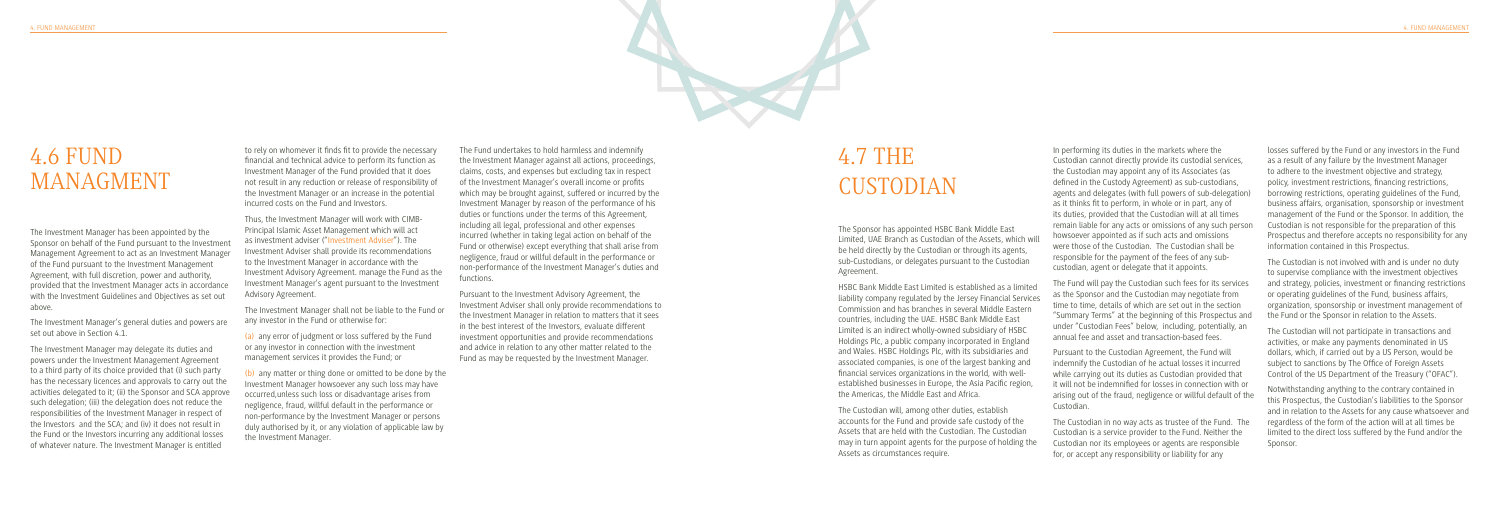# 4.6 FUND MANAGMENT

The Investment Manager has been appointed by the Sponsor on behalf of the Fund pursuant to the Investment Management Agreement to act as an Investment Manager of the Fund pursuant to the Investment Management Agreement, with full discretion, power and authority, provided that the Investment Manager acts in accordance with the Investment Guidelines and Objectives as set out above.

The Investment Manager's general duties and powers are set out above in Section 4.1.

The Investment Manager may delegate its duties and powers under the Investment Management Agreement to a third party of its choice provided that (i) such party has the necessary licences and approvals to carry out the activities delegated to it; (ii) the Sponsor and SCA approve such delegation; (iii) the delegation does not reduce the responsibilities of the Investment Manager in respect of the Investors and the SCA; and (iv) it does not result in the Fund or the Investors incurring any additional losses of whatever nature. The Investment Manager is entitled to rely on whomever it finds fit to provide the necessary financial and technical advice to perform its function as Investment Manager of the Fund provided that it does not result in any reduction or release of responsibility of the Investment Manager or an increase in the potential incurred costs on the Fund and Investors.

Thus, the Investment Manager will work with CIMB-Principal Islamic Asset Management which will act as investment adviser ("Investment Adviser"). The Investment Adviser shall provide its recommendations to the Investment Manager in accordance with the Investment Advisory Agreement. manage the Fund as the Investment Manager's agent pursuant to the Investment Advisory Agreement.

The Investment Manager shall not be liable to the Fund or any investor in the Fund or otherwise for:

(a) any error of judgment or loss suffered by the Fund or any investor in connection with the investment management services it provides the Fund; or

(b) any matter or thing done or omitted to be done by the Investment Manager howsoever any such loss may have occurred,unless such loss or disadvantage arises from negligence, fraud, willful default in the performance or non-performance by the Investment Manager or persons duly authorised by it, or any violation of applicable law by the Investment Manager.

The Fund undertakes to hold harmless and indemnify the Investment Manager against all actions, proceedings, claims, costs, and expenses but excluding tax in respect of the Investment Manager's overall income or profits which may be brought against, suffered or incurred by the Investment Manager by reason of the performance of his duties or functions under the terms of this Agreement, including all legal, professional and other expenses incurred (whether in taking legal action on behalf of the Fund or otherwise) except everything that shall arise from negligence, fraud or willful default in the performance or non-performance of the Investment Manager's duties and functions.

Pursuant to the Investment Advisory Agreement, the Investment Adviser shall only provide recommendations to the Investment Manager in relation to matters that it sees in the best interest of the Investors, evaluate different investment opportunities and provide recommendations and advice in relation to any other matter related to the Fund as may be requested by the Investment Manager.

# 4.7 THE CUSTODIAN

The Sponsor has appointed HSBC Bank Middle East Limited, UAE Branch as Custodian of the Assets, which will be held directly by the Custodian or through its agents, sub-Custodians, or delegates pursuant to the Custodian Agreement.

HSBC Bank Middle East Limited is established as a limited liability company regulated by the Jersey Financial Services Commission and has branches in several Middle Eastern countries, including the UAE. HSBC Bank Middle East Limited is an indirect wholly-owned subsidiary of HSBC Holdings Plc, a public company incorporated in England and Wales. HSBC Holdings Plc, with its subsidiaries and associated companies, is one of the largest banking and financial services organizations in the world, with well-established businesses in Europe, the Asia Pacific region, the Americas, the Middle East and Africa.

The Custodian will, among other duties, establish accounts for the Fund and provide safe custody of the Assets that are held with the Custodian. The Custodian may in turn appoint agents for the purpose of holding the Assets as circumstances require.

In performing its duties in the markets where the Custodian cannot directly provide its custodial services, the Custodian may appoint any of its Associates (as defined in the Custody Agreement) as sub-custodians, agents and delegates (with full powers of sub-delegation) as it thinks fit to perform, in whole or in part, any of its duties, provided that the Custodian will at all times remain liable for any acts or omissions of any such person howsoever appointed as if such acts and omissions were those of the Custodian. The Custodian shall be responsible for the payment of the fees of any sub-custodian, agent or delegate that it appoints.

The Fund will pay the Custodian such fees for its services as the Sponsor and the Custodian may negotiate from time to time, details of which are set out in the section "Summary Terms" at the beginning of this Prospectus and under "Custodian Fees" below, including, potentially, an annual fee and asset and transaction-based fees.

Pursuant to the Custodian Agreement, the Fund will indemnify the Custodian of he actual losses it incurred while carrying out its duties as Custodian provided that it will not be indemnified for losses in connection with or arising out of the fraud, negligence or willful default of the Custodian.

The Custodian in no way acts as trustee of the Fund. The Custodian is a service provider to the Fund. Neither the Custodian nor its employees or agents are responsible for, or accept any responsibility or liability for any losses suffered by the Fund or any investors in the Fund as a result of any failure by the Investment Manager to adhere to the investment objective and strategy, policy, investment restrictions, financing restrictions, borrowing restrictions, operating guidelines of the Fund, business affairs, organisation, sponsorship or investment management of the Fund or the Sponsor. In addition, the Custodian is not responsible for the preparation of this Prospectus and therefore accepts no responsibility for any information contained in this Prospectus.

The Custodian is not involved with and is under no duty to supervise compliance with the investment objectives and strategy, policies, investment or financing restrictions or operating guidelines of the Fund, business affairs, organization, sponsorship or investment management of the Fund or the Sponsor in relation to the Assets.

The Custodian will not participate in transactions and activities, or make any payments denominated in US dollars, which, if carried out by a US Person, would be subject to sanctions by The Office of Foreign Assets Control of the US Department of the Treasury ("OFAC").

Notwithstanding anything to the contrary contained in this Prospectus, the Custodian's liabilities to the Sponsor and in relation to the Assets for any cause whatsoever and regardless of the form of the action will at all times be limited to the direct loss suffered by the Fund and/or the Sponsor.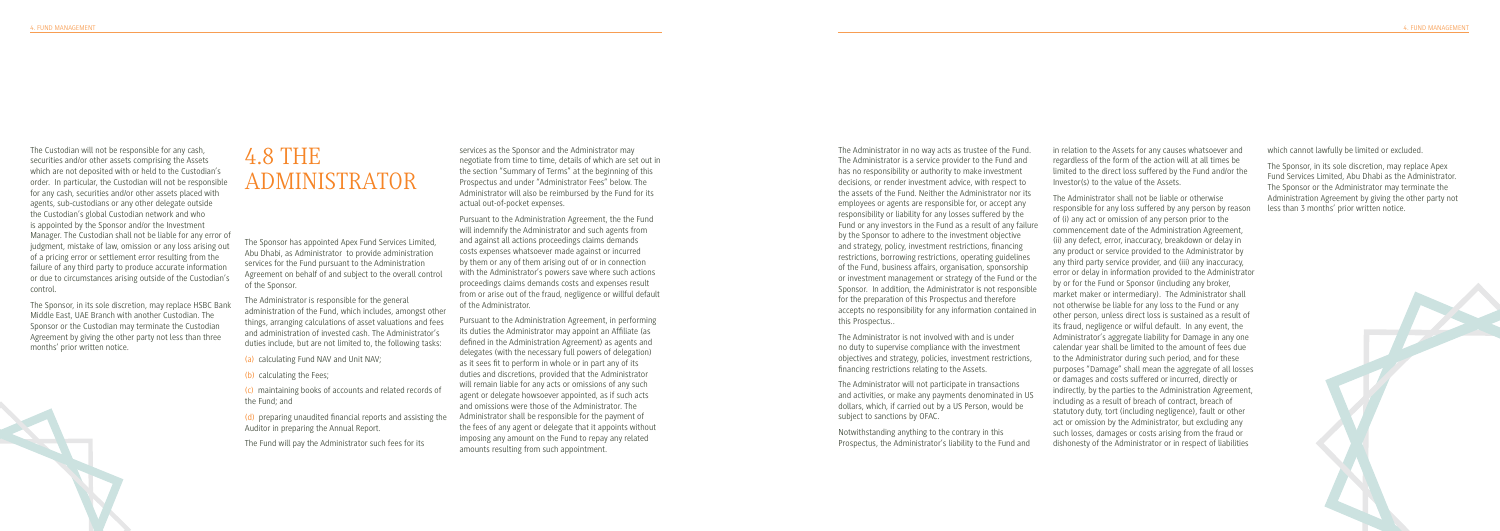The Custodian will not be responsible for any cash, securities and/or other assets comprising the Assets which are not deposited with or held to the Custodian's order. In particular, the Custodian will not be responsible for any cash, securities and/or other assets placed with agents, sub-custodians or any other delegate outside the Custodian's global Custodian network and who is appointed by the Sponsor and/or the Investment Manager. The Custodian shall not be liable for any error of judgment, mistake of law, omission or any loss arising out of a pricing error or settlement error resulting from the failure of any third party to produce accurate information or due to circumstances arising outside of the Custodian's control.

The Sponsor, in its sole discretion, may replace HSBC Bank Middle East, UAE Branch with another Custodian. The Sponsor or the Custodian may terminate the Custodian Agreement by giving the other party not less than three months' prior written notice.

# 4.8 THE ADMINISTRATOR

The Sponsor has appointed Apex Fund Services Limited, Abu Dhabi, as Administrator to provide administration services for the Fund pursuant to the Administration Agreement on behalf of and subject to the overall control of the Sponsor.

The Administrator is responsible for the general administration of the Fund, which includes, amongst other things, arranging calculations of asset valuations and fees and administration of invested cash. The Administrator's duties include, but are not limited to, the following tasks:

(a) calculating Fund NAV and Unit NAV;

(b) calculating the Fees;

(c) maintaining books of accounts and related records of the Fund; and

(d) preparing unaudited financial reports and assisting the Auditor in preparing the Annual Report.

The Fund will pay the Administrator such fees for its services as the Sponsor and the Administrator may negotiate from time to time, details of which are set out in the section "Summary of Terms" at the beginning of this Prospectus and under "Administrator Fees" below. The Administrator will also be reimbursed by the Fund for its actual out-of-pocket expenses.

Pursuant to the Administration Agreement, the the Fund will indemnify the Administrator and such agents from and against all actions proceedings claims demands costs expenses whatsoever made against or incurred by them or any of them arising out of or in connection with the Administrator's powers save where such actions proceedings claims demands costs and expenses result from or arise out of the fraud, negligence or willful default of the Administrator.

Pursuant to the Administration Agreement, in performing its duties the Administrator may appoint an Affiliate (as defined in the Administration Agreement) as agents and delegates (with the necessary full powers of delegation) as it sees fit to perform in whole or in part any of its duties and discretions, provided that the Administrator will remain liable for any acts or omissions of any such agent or delegate howsoever appointed, as if such acts and omissions were those of the Administrator. The Administrator shall be responsible for the payment of the fees of any agent or delegate that it appoints without imposing any amount on the Fund to repay any related amounts resulting from such appointment.

The Administrator in no way acts as trustee of the Fund. The Administrator is a service provider to the Fund and has no responsibility or authority to make investment decisions, or render investment advice, with respect to the assets of the Fund. Neither the Administrator nor its employees or agents are responsible for, or accept any responsibility or liability for any losses suffered by the Fund or any investors in the Fund as a result of any failure by the Sponsor to adhere to the investment objective and strategy, policy, investment restrictions, financing restrictions, borrowing restrictions, operating guidelines of the Fund, business affairs, organisation, sponsorship or investment management or strategy of the Fund or the Sponsor. In addition, the Administrator is not responsible for the preparation of this Prospectus and therefore accepts no responsibility for any information contained in this Prospectus..

The Administrator is not involved with and is under no duty to supervise compliance with the investment objectives and strategy, policies, investment restrictions, financing restrictions relating to the Assets.

The Administrator will not participate in transactions and activities, or make any payments denominated in US dollars, which, if carried out by a US Person, would be subject to sanctions by OFAC.

Notwithstanding anything to the contrary in this Prospectus, the Administrator's liability to the Fund and in relation to the Assets for any causes whatsoever and regardless of the form of the action will at all times be limited to the direct loss suffered by the Fund and/or the Investor(s) to the value of the Assets.

The Administrator shall not be liable or otherwise responsible for any loss suffered by any person by reason of (i) any act or omission of any person prior to the commencement date of the Administration Agreement, (ii) any defect, error, inaccuracy, breakdown or delay in any product or service provided to the Administrator by any third party service provider, and (iii) any inaccuracy, error or delay in information provided to the Administrator by or for the Fund or Sponsor (including any broker, market maker or intermediary). The Administrator shall not otherwise be liable for any loss to the Fund or any other person, unless direct loss is sustained as a result of its fraud, negligence or wilful default. In any event, the Administrator's aggregate liability for Damage in any one calendar year shall be limited to the amount of fees due to the Administrator during such period, and for these purposes "Damage" shall mean the aggregate of all losses or damages and costs suffered or incurred, directly or indirectly, by the parties to the Administration Agreement, including as a result of breach of contract, breach of statutory duty, tort (including negligence), fault or other act or omission by the Administrator, but excluding any such losses, damages or costs arising from the fraud or dishonesty of the Administrator or in respect of liabilities which cannot lawfully be limited or excluded.

The Sponsor, in its sole discretion, may replace Apex Fund Services Limited, Abu Dhabi as the Administrator. The Sponsor or the Administrator may terminate the Administration Agreement by giving the other party not less than 3 months' prior written notice.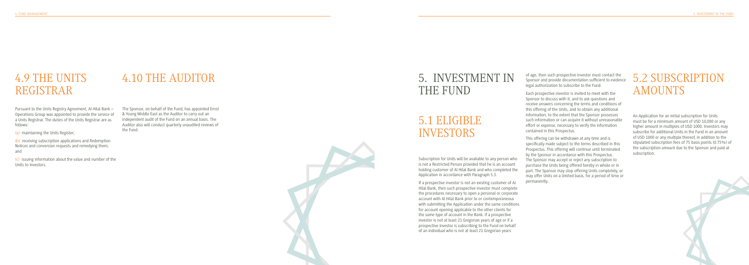## 4.9 THE UNITS REGISTRAR

Pursuant to the Units Registry Agreement, Al Hilal Bank – Operations Group was appointed to provide the service of a Units Registrar. The duties of the Units Registrar are as follows:

(a) maintaining the Units Register;

(b) receiving subscription applications and Redemption Notices and conversion requests and remedying them; and

(c) issuing information about the value and number of the Units to Investors.

## 4.10 THE AUDITOR

The Sponsor, on behalf of the Fund, has appointed Ernst & Young Middle East as the Auditor to carry out an independent audit of the Fund on an annual basis. The Auditor also will conduct quarterly unaudited reviews of the Fund.

# 5. INVESTMENT IN THE FUND

## 5.1 ELIGIBLE INVESTORS

Subscription for Units will be available to any person who is not a Restricted Person provided that he is an account holding customer of Al Hilal Bank and who completed the Application in accordance with Paragraph 5.3.

If a prospective investor is not an existing customer of Al Hilal Bank, then such prospective investor must complete the procedures necessary to open a personal or corporate account with Al Hilal Bank prior to or contemporaneous with submitting the Application under the same conditions for account opening applicable to the other clients for the same type of account in the Bank. If a prospective investor is not at least 21 Gregorian years of age or if a prospective investor is subscribing to the Fund on behalf of an individual who is not at least 21 Gregorian years of age, then such prospective investor must contact the Sponsor and provide documentation sufficient to evidence legal authorization to subscribe to the Fund.

Each prospective investor is invited to meet with the Sponsor to discuss with it, and to ask questions and receive answers concerning the terms and conditions of this offering of the Units, and to obtain any additional information, to the extent that the Sponsor possesses such information or can acquire it without unreasonable effort or expense, necessary to verify the information contained in this Prospectus.

This offering can be withdrawn at any time and is specifically made subject to the terms described in this Prospectus. This offering will continue until terminated by the Sponsor in accordance with this Prospectus. The Sponsor may accept or reject any subscription to purchase the Units being offered hereby in whole or in part. The Sponsor may stop offering Units completely, or may offer Units on a limited basis, for a period of time or permanently.

## 5.2 SUBSCRIPTION AMOUNTS

An Application for an initial subscription for Units must be for a minimum amount of USD 10,000 or any higher amount in multiples of USD 1000. Investors may subscribe for additional Units in the Fund in an amount of USD 1000 or any multiple thereof, in addition to the stipulated subscription fees of 75 basis points (0.75%) of the subscription amount due to the Sponsor and paid at subscription.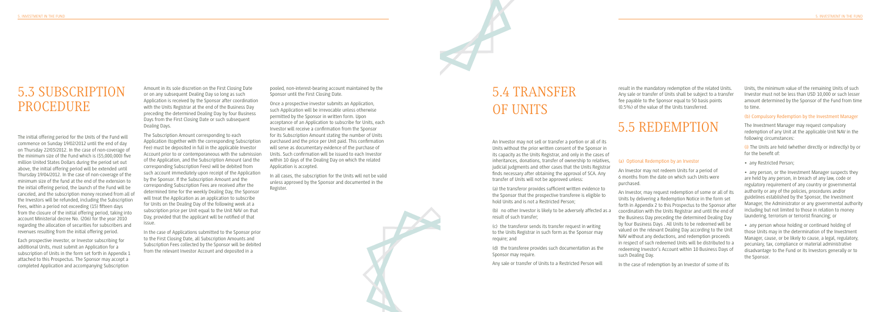## 5.3 SUBSCRIPTION PROCEDURE

The initial offering period for the Units of the Fund will commence on Sunday 19/02/2012 until the end of day on Thursday 22/03/2012. In the case of non-coverage of the minimum size of the Fund which is ($5,000,000) five million United States Dollars during the period set out above, the initial offering period will be extended until Thursday 19/04/2012. In the case of non-coverage of the minimum size of the fund at the end of the extension to the initial offering period, the launch of the Fund will be canceled, and the subscription money received from all of the Investors will be refunded, including the Subscription Fees, within a period not exceeding (15) fifteen days from the closure of the initial offering period, taking into account Ministerial decree No. (206) for the year 2010 regarding the allocation of securities for subscribers and revenues resulting from the initial offering period.

Each prospective investor, or Investor subscribing for additional Units, must submit an Application for a subscription of Units in the form set forth in Appendix 1 attached to this Prospectus. The Sponsor may accept a completed Application and accompanying Subscription Amount in its sole discretion on the First Closing Date or on any subsequent Dealing Day so long as such Application is received by the Sponsor after coordination with the Units Registrar at the end of the Business Day preceding the determined Dealing Day by four Business Days from the First Closing Date or such subsequent Dealing Days.

The Subscription Amount corresponding to each Application (together with the corresponding Subscription Fee) must be deposited in full in the applicable Investor Account prior to or contemporaneous with the submission of the Application, and the Subscription Amount (and the corresponding Subscription Fees) will be debited from such account immediately upon receipt of the Application by the Sponsor. If the Subscription Amount and the corresponding Subscription Fees are received after the determined time for the weekly Dealing Day, the Sponsor will treat the Application as an application to subscribe for Units on the Dealing Day of the following week at a subscription price per Unit equal to the Unit NAV on that Day, provided that the applicant will be notified of that issue.

In the case of Applications submitted to the Sponsor prior to the First Closing Date, all Subscription Amounts and Subscription Fees collected by the Sponsor will be debited from the relevant Investor Account and deposited in a pooled, non-interest-bearing account maintained by the Sponsor until the First Closing Date.

Once a prospective investor submits an Application, such Application will be irrevocable unless otherwise permitted by the Sponsor in written form. Upon acceptance of an Application to subscribe for Units, each Investor will receive a confirmation from the Sponsor for its Subscription Amount stating the number of Units purchased and the price per Unit paid. This confirmation will serve as documentary evidence of the purchase of Units. Such confirmation will be issued to each Investor within 10 days of the Dealing Day on which the related Application is accepted.

In all cases, the subscription for the Units will not be valid unless approved by the Sponsor and documented in the Register.

## 5.4 TRANSFER OF UNITS

An Investor may not sell or transfer a portion or all of its Units without the prior written consent of the Sponsor in its capacity as the Units Registrar, and only in the cases of inheritances, donations, transfer of ownership to relatives, judicial judgments and other cases that the Units Registrar finds necessary after obtaining the approval of SCA. Any transfer of Units will not be approved unless:

(a) the transferor provides sufficient written evidence to the Sponsor that the prospective transferee is eligible to hold Units and is not a Restricted Person;

(b) no other Investor is likely to be adversely affected as a result of such transfer;

(c) the transferor sends its transfer request in writing to the Units Registrar in such form as the Sponsor may require; and

(d) the transferee provides such documentation as the Sponsor may require.

Any sale or transfer of Units to a Restricted Person will result in the mandatory redemption of the related Units. Any sale or transfer of Units shall be subject to a transfer fee payable to the Sponsor equal to 50 basis points (0.5%) of the value of the Units transferred.

## 5.5 REDEMPTION

### (a) Optional Redemption by an Investor

An Investor may not redeem Units for a period of 6 months from the date on which such Units were purchased.

An Investor, may request redemption of some or all of its Units by delivering a Redemption Notice in the form set forth in Appendix 2 to this Prospectus to the Sponsor after coordination with the Units Registrar and until the end of the Business Day preceding the determined Dealing Day by four Business Days . All Units to be redeemed will be valued on the relevant Dealing Day according to the Unit NAV without any deductions, and redemption proceeds in respect of such redeemed Units will be distributed to a redeeming Investor's Account within 10 Business Days of such Dealing Day.

In the case of redemption by an Investor of some of its Units, the minimum value of the remaining Units of such Investor must not be less than USD 10,000 or such lesser amount determined by the Sponsor of the Fund from time to time.

### (b) Compulsory Redemption by the Investment Manager

The Investment Manager may request compulsory redemption of any Unit at the applicable Unit NAV in the following circumstances:

(i) The Units are held (whether directly or indirectly) by or for the benefit of:

- any Restricted Person;
- any person, or the Investment Manager suspects they are held by any person, in breach of any law, code or regulatory requirement of any country or governmental authority or any of the policies, procedures and/or guidelines established by the Sponsor, the Investment Manager, the Administrator or any governmental authority including but not limited to those in relation to money laundering, terrorism or terrorist financing; or
- any person whose holding or continued holding of those Units may in the determination of the Investment Manager, cause, or be likely to cause, a legal, regulatory, pecuniary, tax, compliance or material administrative disadvantage to the Fund or its Investors generally or to the Sponsor.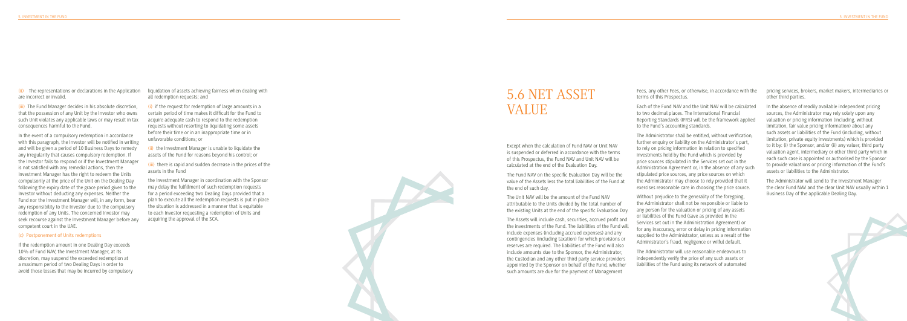(ii) The representations or declarations in the Application are incorrect or invalid.

(iii) The Fund Manager decides in his absolute discretion, that the possession of any Unit by the Investor who owns such Unit violates any applicable laws or may result in tax consequences harmful to the Fund.

In the event of a compulsory redemption in accordance with this paragraph, the Investor will be notified in writing and will be given a period of 10 Business Days to remedy any irregularity that causes compulsory redemption. If the Investor fails to respond or if the Investment Manager is not satisfied with any remedial actions, then the Investment Manager has the right to redeem the Units compulsorily at the price of the Unit on the Dealing Day following the expiry date of the grace period given to the Investor without deducting any expenses. Neither the Fund nor the Investment Manager will, in any form, bear any responsibility to the Investor due to the compulsory redemption of any Units. The concerned Investor may seek recourse against the Investment Manager before any competent court in the UAE.

### (c) Postponement of Units redemptions

If the redemption amount in one Dealing Day exceeds 10% of Fund NAV, the Investment Manager, at its discretion, may suspend the exceeded redemption at a maximum period of two Dealing Days in order to avoid those losses that may be incurred by compulsory liquidation of assets achieving fairness when dealing with all redemption requests; and

(i) if the request for redemption of large amounts in a certain period of time makes it difficult for the Fund to acquire adequate cash to respond to the redemption requests without resorting to liquidating some assets before their time or in an inappropriate time or in unfavorable conditions; or

(ii) the Investment Manager is unable to liquidate the assets of the Fund for reasons beyond his control; or

(iii) there is rapid and sudden decrease in the prices of the assets in the Fund

the Investment Manager in coordination with the Sponsor may delay the fulfillment of such redemption requests for a period exceeding two Dealing Days provided that a plan to execute all the redemption requests is put in place the situation is addressed in a manner that is equitable to each Investor requesting a redemption of Units and acquiring the approval of the SCA.

# 5.6 NET ASSET VALUE

Except when the calculation of Fund NAV or Unit NAV is suspended or deferred in accordance with the terms of this Prospectus, the Fund NAV and Unit NAV will be calculated at the end of the Evaluation Day.

The Fund NAV on the specific Evaluation Day will be the value of the Assets less the total liabilities of the Fund at the end of such day.

The Unit NAV will be the amount of the Fund NAV attributable to the Units divided by the total number of the existing Units at the end of the specific Evaluation Day.

The Assets will include cash, securities, accrued profit and the investments of the Fund. The liabilities of the Fund will include expenses (including accrued expenses) and any contingencies (including taxation) for which provisions or reserves are required. The liabilities of the Fund will also include amounts due to the Sponsor, the Administrator, the Custodian and any other third party service providers appointed by the Sponsor on behalf of the Fund, whether such amounts are due for the payment of Management Fees, any other Fees, or otherwise, in accordance with the terms of this Prospectus.

Each of the Fund NAV and the Unit NAV will be calculated to two decimal places. The International Financial Reporting Standards (IFRS) will be the framework applied to the Fund's accounting standards.

The Administrator shall be entitled, without verification, further enquiry or liability on the Administrator's part, to rely on pricing information in relation to specified investments held by the Fund which is provided by price sources stipulated in the Services set out in the Administration Agreement or, in the absence of any such stipulated price sources, any price sources on which the Administrator may choose to rely provided that it exercises reasonable care in choosing the price source.

Without prejudice to the generality of the foregoing, the Administrator shall not be responsible or liable to any person for the valuation or pricing of any assets or liabilities of the Fund (save as provided in the Services set out in the Administration Agreement) or for any inaccuracy, error or delay in pricing information supplied to the Administrator, unless as a result of the Administrator's fraud, negligence or wilful default.

The Administrator will use reasonable endeavours to independently verify the price of any such assets or liabilities of the Fund using its network of automated pricing services, brokers, market makers, intermediaries or other third parties.

In the absence of readily available independent pricing sources, the Administrator may rely solely upon any valuation or pricing information (including, without limitation, fair value pricing information) about any such assets or liabilities of the Fund (including, without limitation, private equity investments) which is provided to it by: (i) the Sponsor, and/or (ii) any valuer, third party valuation agent, intermediary or other third party which in each such case is appointed or authorised by the Sponsor to provide valuations or pricing information of the Fund's assets or liabilities to the Administrator.

The Administrator will send to the Investment Manager the clear Fund NAV and the clear Unit NAV usually within 1 Business Day of the applicable Dealing Day.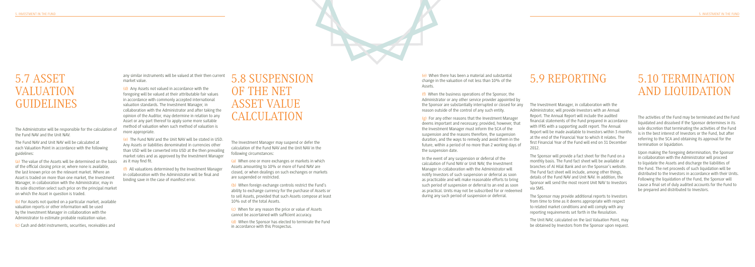## 5.7 ASSET VALUATION GUIDELINES

The Administrator will be responsible for the calculation of the Fund NAV and the Unit NAV.

The Fund NAV and Unit NAV will be calculated at each Valuation Point in accordance with the following guidelines:

(a) The value of the Assets will be determined on the basis of the official closing price or, where none is available, the last known price on the relevant market. Where an Asset is traded on more than one market, the Investment Manager, in collaboration with the Administrator, may in its sole discretion select such price on the principal market on which the Asset in question is traded.

(b) For Assets not quoted on a particular market, available valuation reports or other information will be used by the Investment Manager in collaboration with the Administrator to estimate probable realization value.

(c) Cash and debt instruments, securities, receivables and any similar instruments will be valued at their then current market value.

(d) Any Assets not valued in accordance with the foregoing will be valued at their attributable fair values in accordance with commonly accepted international valuation standards. The Investment Manager, in collaboration with the Administrator and after taking the opinion of the Auditor, may determine in relation to any Asset or any part thereof to apply some more suitable method of valuation when such method of valuation is more appropriate.

(e) The Fund NAV and the Unit NAV will be stated in USD. Any Assets or liabilities denominated in currencies other than USD will be converted into USD at the then prevailing market rates and as approved by the Investment Manager as it may find fit.

(f) All valuations determined by the Investment Manager in collaboration with the Administrator will be final and binding save in the case of manifest error.

## 5.8 SUSPENSION OF THE NET ASSET VALUE CALCULATION

The Investment Manager may suspend or defer the calculation of the Fund NAV and the Unit NAV in the following circumstances:

(a) When one or more exchanges or markets in which Assets amounting to 10% or more of Fund NAV are closed, or when dealings on such exchanges or markets are suspended or restricted.

(b) When foreign exchange controls restrict the Fund's ability to exchange currency for the purchase of Assets or to sell Assets, provided that such Assets compose at least 10% out of the total Assets.

(c) When for any reason the price or value of Assets cannot be ascertained with sufficient accuracy.

(d) When the Sponsor has elected to terminate the Fund in accordance with this Prospectus.

(e) When there has been a material and substantial change in the valuation of not less than 10% of the Assets.

(f) When the business operations of the Sponsor, the Administrator or any other service provider appointed by the Sponsor are substantially interrupted or closed for any reason outside of the control of any such entity.

(g) For any other reasons that the Investment Manager deems important and necessary; provided, however, that the Investment Manager must inform the SCA of the suspension and the reasons therefore, the suspension duration, and the ways to remedy and avoid them in the future, within a period of no more than 2 working days of the suspension date.

In the event of any suspension or deferral of the calculation of Fund NAV or Unit NAV, the Investment Manager in collaboration with the Administrator will notify Investors of such suspension or deferral as soon as practicable and will make reasonable efforts to bring such period of suspension or deferral to an end as soon as practical. Units may not be subscribed for or redeemed during any such period of suspension or deferral.

## 5.9 REPORTING

The Investment Manager, in collaboration with the Administrator, will provide Investors with an Annual Report. The Annual Report will include the audited financial statements of the Fund prepared in accordance with IFRS with a supporting audit report. The Annual Report will be made available to Investors within 3 months at the end of the Financial Year to which it relates. The first Financial Year of the Fund will end on 31 December 2012.

The Sponsor will provide a fact sheet for the Fund on a monthly basis. The Fund fact sheet will be available at branches of Al Hilal Bank and on the Sponsor's website. The Fund fact sheet will include, among other things, details of the Fund NAV and Unit NAV. In addition, the Sponsor will send the most recent Unit NAV to Investors via SMS.

The Sponsor may provide additional reports to Investors from time to time as it deems appropriate with respect to related market conditions and will comply with any reporting requirements set forth in the Resolution.

The Unit NAV, calculated on the last Valuation Point, may be obtained by Investors from the Sponsor upon request.

## 5.10 TERMINATION AND LIQUIDATION

The activities of the Fund may be terminated and the Fund liquidated and dissolved if the Sponsor determines in its sole discretion that terminating the activities of the Fund is in the best interest of Investors or the Fund, but after referring to the SCA and obtaining its approval for the termination or liquidation.

Upon making the foregoing determination, the Sponsor in collaboration with the Administrator will proceed to liquidate the Assets and discharge the liabilities of the Fund. The net proceeds of such liquidation will be distributed to the Investors in accordance with their Units. Following the liquidation of the Fund, the Sponsor will cause a final set of duly audited accounts for the Fund to be prepared and distributed to Investors.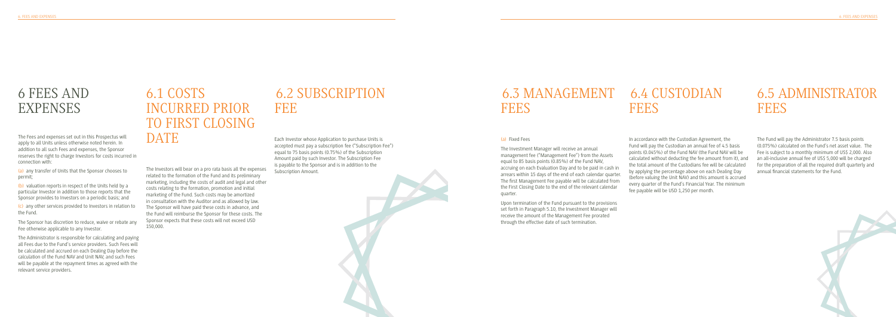# 6 FEES AND EXPENSES

The Fees and expenses set out in this Prospectus will apply to all Units unless otherwise noted herein. In addition to all such Fees and expenses, the Sponsor reserves the right to charge Investors for costs incurred in connection with:

(a) any transfer of Units that the Sponsor chooses to permit;

(b) valuation reports in respect of the Units held by a particular Investor in addition to those reports that the Sponsor provides to Investors on a periodic basis; and

(c) any other services provided to Investors in relation to the Fund.

The Sponsor has discretion to reduce, waive or rebate any Fee otherwise applicable to any Investor.

The Administrator is responsible for calculating and paying all Fees due to the Fund's service providers. Such Fees will be calculated and accrued on each Dealing Day before the calculation of the Fund NAV and Unit NAV, and such Fees will be payable at the repayment times as agreed with the relevant service providers.

## 6.1 COSTS INCURRED PRIOR TO FIRST CLOSING DATE

The Investors will bear on a pro rata basis all the expenses related to the formation of the Fund and its preliminary marketing, including the costs of audit and legal and other costs relating to the formation, promotion and initial marketing of the Fund. Such costs may be amortized in consultation with the Auditor and as allowed by law. The Sponsor will have paid these costs in advance, and the Fund will reimburse the Sponsor for these costs. The Sponsor expects that these costs will not exceed USD 150,000.

## 6.2 SUBSCRIPTION FEE

Each Investor whose Application to purchase Units is accepted must pay a subscription fee ("Subscription Fee") equal to 75 basis points (0.75%) of the Subscription Amount paid by such Investor. The Subscription Fee is payable to the Sponsor and is in addition to the Subscription Amount.

## 6.3 MANAGEMENT FEES

(a) Fixed Fees

The Investment Manager will receive an annual management fee ("Management Fee") from the Assets equal to 85 basis points (0.85%) of the Fund NAV, accruing on each Evaluation Day and to be paid in cash in arrears within 15 days of the end of each calendar quarter. The first Management Fee payable will be calculated from the First Closing Date to the end of the relevant calendar quarter.

Upon termination of the Fund pursuant to the provisions set forth in Paragraph 5.10, the Investment Manager will receive the amount of the Management Fee prorated through the effective date of such termination.

## 6.4 CUSTODIAN FEES

In accordance with the Custodian Agreement, the Fund will pay the Custodian an annual fee of 4.5 basis points (0.045%) of the Fund NAV (the Fund NAV will be calculated without deducting the fee amount from it), and the total amount of the Custodians fee will be calculated by applying the percentage above on each Dealing Day (before valuing the Unit NAV) and this amount is accrued every quarter of the Fund's Financial Year. The minimum fee payable will be USD 1,250 per month.

## 6.5 ADMINISTRATOR FEES

The Fund will pay the Administrator 7.5 basis points (0.075%) calculated on the Fund's net asset value. The Fee is subject to a monthly minimum of US$ 2,000. Also an all-inclusive annual fee of US$ 5,000 will be charged for the preparation of all the required draft quarterly and annual financial statements for the Fund.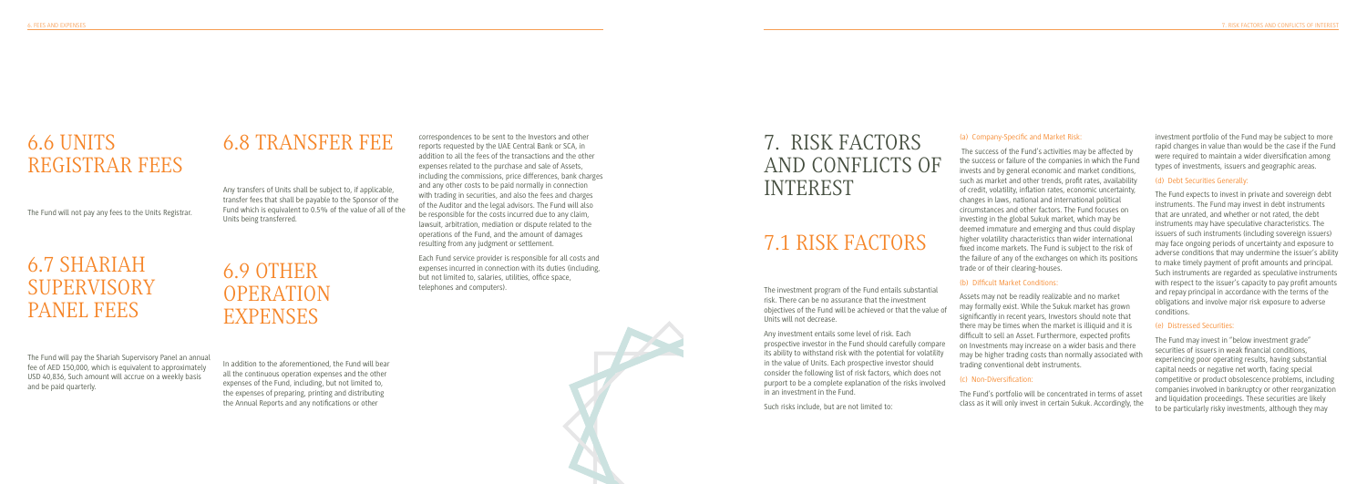## 6.6 UNITS REGISTRAR FEES

The Fund will not pay any fees to the Units Registrar.

## 6.7 SHARIAH SUPERVISORY PANEL FEES

The Fund will pay the Shariah Supervisory Panel an annual fee of AED 150,000, which is equivalent to approximately USD 40,836, Such amount will accrue on a weekly basis and be paid quarterly.

## 6.8 TRANSFER FEE

Any transfers of Units shall be subject to, if applicable, transfer fees that shall be payable to the Sponsor of the Fund which is equivalent to 0.5% of the value of all of the Units being transferred.

## 6.9 OTHER OPERATION EXPENSES

In addition to the aforementioned, the Fund will bear all the continuous operation expenses and the other expenses of the Fund, including, but not limited to, the expenses of preparing, printing and distributing the Annual Reports and any notifications or other correspondences to be sent to the Investors and other reports requested by the UAE Central Bank or SCA, in addition to all the fees of the transactions and the other expenses related to the purchase and sale of Assets, including the commissions, price differences, bank charges and any other costs to be paid normally in connection with trading in securities, and also the fees and charges of the Auditor and the legal advisors. The Fund will also be responsible for the costs incurred due to any claim, lawsuit, arbitration, mediation or dispute related to the operations of the Fund, and the amount of damages resulting from any judgment or settlement.

Each Fund service provider is responsible for all costs and expenses incurred in connection with its duties (including, but not limited to, salaries, utilities, office space, telephones and computers).

# 7. RISK FACTORS AND CONFLICTS OF INTEREST

## 7.1 RISK FACTORS

The investment program of the Fund entails substantial risk. There can be no assurance that the investment objectives of the Fund will be achieved or that the value of Units will not decrease.

Any investment entails some level of risk. Each prospective investor in the Fund should carefully compare its ability to withstand risk with the potential for volatility in the value of Units. Each prospective investor should consider the following list of risk factors, which does not purport to be a complete explanation of the risks involved in an investment in the Fund.

Such risks include, but are not limited to:

### (a) Company-Specific and Market Risk:

The success of the Fund's activities may be affected by the success or failure of the companies in which the Fund invests and by general economic and market conditions, such as market and other trends, profit rates, availability of credit, volatility, inflation rates, economic uncertainty, changes in laws, national and international political circumstances and other factors. The Fund focuses on investing in the global Sukuk market, which may be deemed immature and emerging and thus could display higher volatility characteristics than wider international fixed income markets. The Fund is subject to the risk of the failure of any of the exchanges on which its positions trade or of their clearing-houses.

### (b) Difficult Market Conditions:

Assets may not be readily realizable and no market may formally exist. While the Sukuk market has grown significantly in recent years, Investors should note that there may be times when the market is illiquid and it is difficult to sell an Asset. Furthermore, expected profits on Investments may increase on a wider basis and there may be higher trading costs than normally associated with trading conventional debt instruments.

### (c) Non-Diversification:

The Fund's portfolio will be concentrated in terms of asset class as it will only invest in certain Sukuk. Accordingly, the investment portfolio of the Fund may be subject to more rapid changes in value than would be the case if the Fund were required to maintain a wider diversification among types of investments, issuers and geographic areas.

### (d) Debt Securities Generally:

The Fund expects to invest in private and sovereign debt instruments. The Fund may invest in debt instruments that are unrated, and whether or not rated, the debt instruments may have speculative characteristics. The issuers of such instruments (including sovereign issuers) may face ongoing periods of uncertainty and exposure to adverse conditions that may undermine the issuer's ability to make timely payment of profit amounts and principal. Such instruments are regarded as speculative instruments with respect to the issuer's capacity to pay profit amounts and repay principal in accordance with the terms of the obligations and involve major risk exposure to adverse conditions.

### (e) Distressed Securities:

The Fund may invest in "below investment grade" securities of issuers in weak financial conditions, experiencing poor operating results, having substantial capital needs or negative net worth, facing special competitive or product obsolescence problems, including companies involved in bankruptcy or other reorganization and liquidation proceedings. These securities are likely to be particularly risky investments, although they may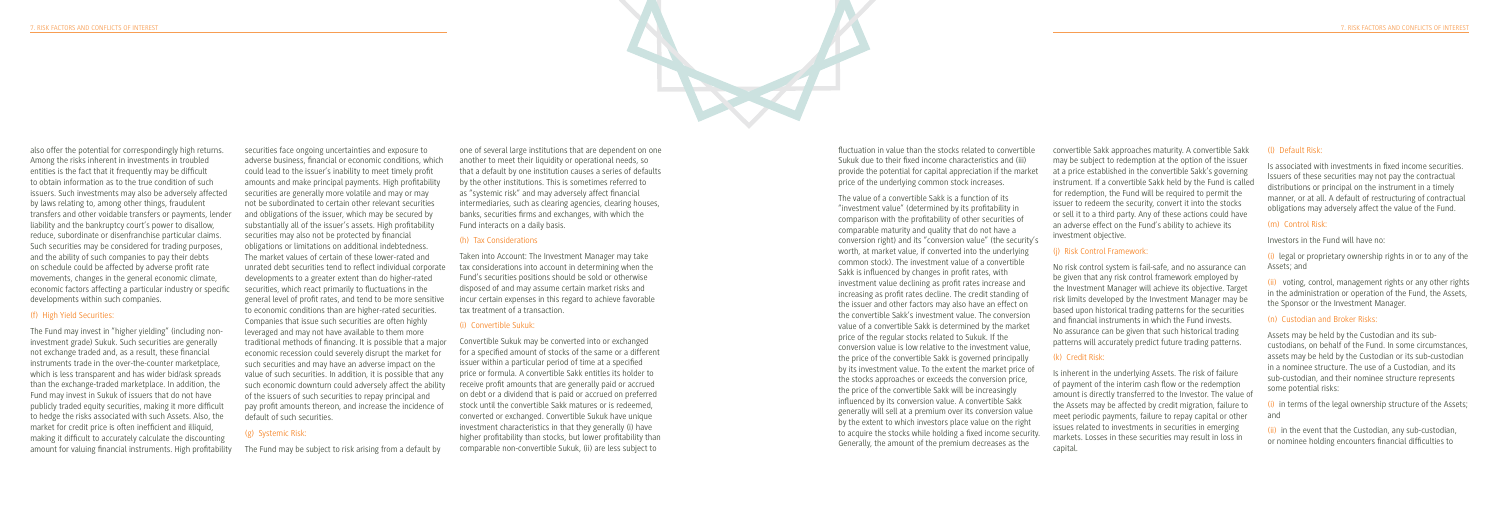also offer the potential for correspondingly high returns. Among the risks inherent in investments in troubled entities is the fact that it frequently may be difficult to obtain information as to the true condition of such issuers. Such investments may also be adversely affected by laws relating to, among other things, fraudulent transfers and other voidable transfers or payments, lender liability and the bankruptcy court's power to disallow, reduce, subordinate or disenfranchise particular claims. Such securities may be considered for trading purposes, and the ability of such companies to pay their debts on schedule could be affected by adverse profit rate movements, changes in the general economic climate, economic factors affecting a particular industry or specific developments within such companies.

### (f) High Yield Securities:

The Fund may invest in "higher yielding" (including non-investment grade) Sukuk. Such securities are generally not exchange traded and, as a result, these financial instruments trade in the over-the-counter marketplace, which is less transparent and has wider bid/ask spreads than the exchange-traded marketplace. In addition, the Fund may invest in Sukuk of issuers that do not have publicly traded equity securities, making it more difficult to hedge the risks associated with such Assets. Also, the market for credit price is often inefficient and illiquid, making it difficult to accurately calculate the discounting amount for valuing financial instruments. High profitability securities face ongoing uncertainties and exposure to adverse business, financial or economic conditions, which could lead to the issuer's inability to meet timely profit amounts and make principal payments. High profitability securities are generally more volatile and may or may not be subordinated to certain other relevant securities and obligations of the issuer, which may be secured by substantially all of the issuer's assets. High profitability securities may also not be protected by financial obligations or limitations on additional indebtedness. The market values of certain of these lower-rated and unrated debt securities tend to reflect individual corporate developments to a greater extent than do higher-rated securities, which react primarily to fluctuations in the general level of profit rates, and tend to be more sensitive to economic conditions than are higher-rated securities. Companies that issue such securities are often highly leveraged and may not have available to them more traditional methods of financing. It is possible that a major economic recession could severely disrupt the market for such securities and may have an adverse impact on the value of such securities. In addition, it is possible that any such economic downturn could adversely affect the ability of the issuers of such securities to repay principal and pay profit amounts thereon, and increase the incidence of default of such securities.

### (g) Systemic Risk:

The Fund may be subject to risk arising from a default by one of several large institutions that are dependent on one another to meet their liquidity or operational needs, so that a default by one institution causes a series of defaults by the other institutions. This is sometimes referred to as "systemic risk" and may adversely affect financial intermediaries, such as clearing agencies, clearing houses, banks, securities firms and exchanges, with which the Fund interacts on a daily basis.

### (h) Tax Considerations

Taken into Account: The Investment Manager may take tax considerations into account in determining when the Fund's securities positions should be sold or otherwise disposed of and may assume certain market risks and incur certain expenses in this regard to achieve favorable tax treatment of a transaction.

### (i) Convertible Sukuk:

Convertible Sukuk may be converted into or exchanged for a specified amount of stocks of the same or a different issuer within a particular period of time at a specified price or formula. A convertible Sukk entitles its holder to receive profit amounts that are generally paid or accrued on debt or a dividend that is paid or accrued on preferred stock until the convertible Sakk matures or is redeemed, converted or exchanged. Convertible Sukuk have unique investment characteristics in that they generally (i) have higher profitability than stocks, but lower profitability than comparable non-convertible Sukuk, (ii) are less subject to fluctuation in value than the stocks related to convertible Sukuk due to their fixed income characteristics and (iii) provide the potential for capital appreciation if the market price of the underlying common stock increases.

The value of a convertible Sakk is a function of its "investment value" (determined by its profitability in comparison with the profitability of other securities of comparable maturity and quality that do not have a conversion right) and its "conversion value" (the security's worth, at market value, if converted into the underlying common stock). The investment value of a convertible Sakk is influenced by changes in profit rates, with investment value declining as profit rates increase and increasing as profit rates decline. The credit standing of the issuer and other factors may also have an effect on the convertible Sakk's investment value. The conversion value of a convertible Sakk is determined by the market price of the regular stocks related to Sukuk. If the conversion value is low relative to the investment value, the price of the convertible Sakk is governed principally by its investment value. To the extent the market price of the stocks approaches or exceeds the conversion price, the price of the convertible Sakk will be increasingly influenced by its conversion value. A convertible Sakk generally will sell at a premium over its conversion value by the extent to which investors place value on the right to acquire the stocks while holding a fixed income security. Generally, the amount of the premium decreases as the convertible Sakk approaches maturity. A convertible Sakk may be subject to redemption at the option of the issuer at a price established in the convertible Sakk's governing instrument. If a convertible Sakk held by the Fund is called for redemption, the Fund will be required to permit the issuer to redeem the security, convert it into the stocks or sell it to a third party. Any of these actions could have an adverse effect on the Fund's ability to achieve its investment objective.

### (j) Risk Control Framework:

No risk control system is fail-safe, and no assurance can be given that any risk control framework employed by the Investment Manager will achieve its objective. Target risk limits developed by the Investment Manager may be based upon historical trading patterns for the securities and financial instruments in which the Fund invests. No assurance can be given that such historical trading patterns will accurately predict future trading patterns.

### (k) Credit Risk:

Is inherent in the underlying Assets. The risk of failure of payment of the interim cash flow or the redemption amount is directly transferred to the Investor. The value of the Assets may be affected by credit migration, failure to meet periodic payments, failure to repay capital or other issues related to investments in securities in emerging markets. Losses in these securities may result in loss in capital.

### (l) Default Risk:

Is associated with investments in fixed income securities. Issuers of these securities may not pay the contractual distributions or principal on the instrument in a timely manner, or at all. A default or restructuring of contractual obligations may adversely affect the value of the Fund.

### (m) Control Risk:

Investors in the Fund will have no:

(i) legal or proprietary ownership rights in or to any of the Assets; and

(ii) voting, control, management rights or any other rights in the administration or operation of the Fund, the Assets, the Sponsor or the Investment Manager.

### (n) Custodian and Broker Risks:

Assets may be held by the Custodian and its sub-custodians, on behalf of the Fund. In some circumstances, assets may be held by the Custodian or its sub-custodian in a nominee structure. The use of a Custodian, and its sub-custodian, and their nominee structure represents some potential risks:

(i) in terms of the legal ownership structure of the Assets; and

(ii) in the event that the Custodian, any sub-custodian, or nominee holding encounters financial difficulties to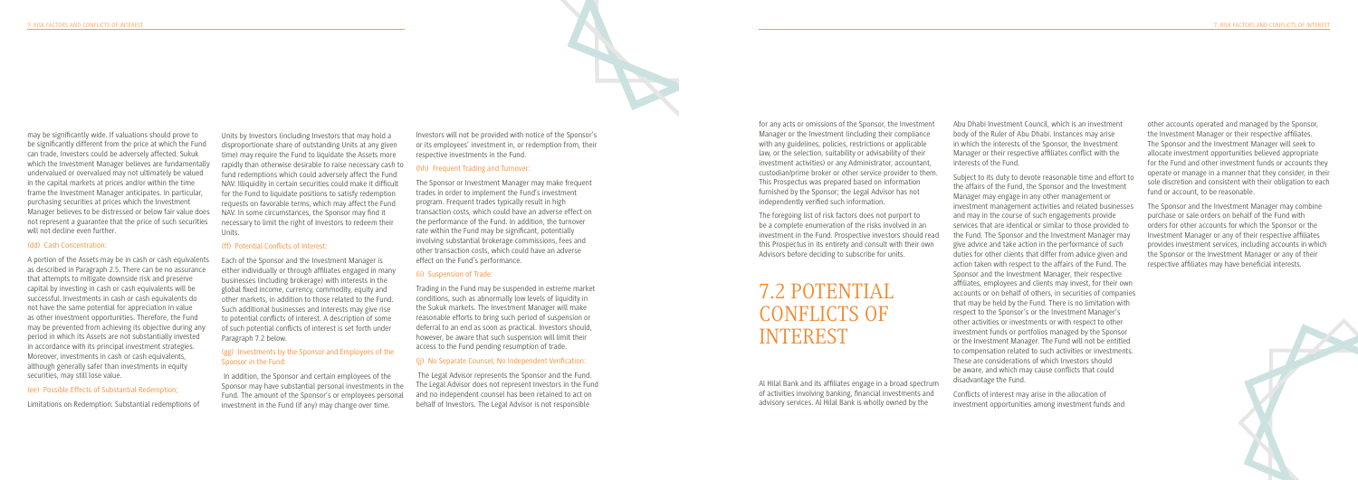may be significantly wide. If valuations should prove to be significantly different from the price at which the Fund can trade, Investors could be adversely affected. Sukuk which the Investment Manager believes are fundamentally undervalued or overvalued may not ultimately be valued in the capital markets at prices and/or within the time frame the Investment Manager anticipates. In particular, purchasing securities at prices which the Investment Manager believes to be distressed or below fair value does not represent a guarantee that the price of such securities will not decline even further.

#### (dd) Cash Concentration:

A portion of the Assets may be in cash or cash equivalents as described in Paragraph 2.5. There can be no assurance that attempts to mitigate downside risk and preserve capital by investing in cash or cash equivalents will be successful. Investments in cash or cash equivalents do not have the same potential for appreciation in value as other investment opportunities. Therefore, the Fund may be prevented from achieving its objective during any period in which its Assets are not substantially invested in accordance with its principal investment strategies. Moreover, investments in cash or cash equivalents, although generally safer than investments in equity securities, may still lose value.

#### (ee) Possible Effects of Substantial Redemption;

Limitations on Redemption: Substantial redemptions of Units by Investors (including Investors that may hold a disproportionate share of outstanding Units at any given time) may require the Fund to liquidate the Assets more rapidly than otherwise desirable to raise necessary cash to fund redemptions which could adversely affect the Fund NAV. Illiquidity in certain securities could make it difficult for the Fund to liquidate positions to satisfy redemption requests on favorable terms, which may affect the Fund NAV. In some circumstances, the Sponsor may find it necessary to limit the right of Investors to redeem their Units.

#### (ff) Potential Conflicts of Interest:

Each of the Sponsor and the Investment Manager is either individually or through affiliates engaged in many businesses (including brokerage) with interests in the global fixed income, currency, commodity, equity and other markets, in addition to those related to the Fund. Such additional businesses and interests may give rise to potential conflicts of interest. A description of some of such potential conflicts of interest is set forth under Paragraph 7.2 below.

#### (gg) Investments by the Sponsor and Employees of the Sponsor in the Fund:

In addition, the Sponsor and certain employees of the Sponsor may have substantial personal investments in the Fund. The amount of the Sponsor's or employees personal investment in the Fund (if any) may change over time. Investors will not be provided with notice of the Sponsor's or its employees' investment in, or redemption from, their respective investments in the Fund.

#### (hh) Frequent Trading and Turnover:

The Sponsor or Investment Manager may make frequent trades in order to implement the Fund's investment program. Frequent trades typically result in high transaction costs, which could have an adverse effect on the performance of the Fund. In addition, the turnover rate within the Fund may be significant, potentially involving substantial brokerage commissions, fees and other transaction costs, which could have an adverse effect on the Fund's performance.

#### (ii) Suspension of Trade:

Trading in the Fund may be suspended in extreme market conditions, such as abnormally low levels of liquidity in the Sukuk markets. The Investment Manager will make reasonable efforts to bring such period of suspension or deferral to an end as soon as practical. Investors should, however, be aware that such suspension will limit their access to the Fund pending resumption of trade.

#### (jj) No Separate Counsel; No Independent Verification:

The Legal Advisor represents the Sponsor and the Fund. The Legal Advisor does not represent Investors in the Fund and no independent counsel has been retained to act on behalf of Investors. The Legal Advisor is not responsible for any acts or omissions of the Sponsor, the Investment Manager or the Investment (including their compliance with any guidelines, policies, restrictions or applicable law, or the selection, suitability or advisability of their investment activities) or any Administrator, accountant, custodian/prime broker or other service provider to them. This Prospectus was prepared based on information furnished by the Sponsor; the Legal Advisor has not independently verified such information.

The foregoing list of risk factors does not purport to be a complete enumeration of the risks involved in an investment in the Fund. Prospective investors should read this Prospectus in its entirety and consult with their own Advisors before deciding to subscribe for units.

## 7.2 POTENTIAL CONFLICTS OF INTEREST

Al Hilal Bank and its affiliates engage in a broad spectrum of activities involving banking, financial investments and advisory services. Al Hilal Bank is wholly owned by the Abu Dhabi Investment Council, which is an investment body of the Ruler of Abu Dhabi. Instances may arise in which the interests of the Sponsor, the Investment Manager or their respective affiliates conflict with the interests of the Fund.

Subject to its duty to devote reasonable time and effort to the affairs of the Fund, the Sponsor and the Investment Manager may engage in any other management or investment management activities and related businesses and may in the course of such engagements provide services that are identical or similar to those provided to the Fund. The Sponsor and the Investment Manager may give advice and take action in the performance of such duties for other clients that differ from advice given and action taken with respect to the affairs of the Fund. The Sponsor and the Investment Manager, their respective affiliates, employees and clients may invest, for their own accounts or on behalf of others, in securities of companies that may be held by the Fund. There is no limitation with respect to the Sponsor's or the Investment Manager's other activities or investments or with respect to other investment funds or portfolios managed by the Sponsor or the Investment Manager. The Fund will not be entitled to compensation related to such activities or investments. These are considerations of which Investors should be aware, and which may cause conflicts that could disadvantage the Fund.

Conflicts of interest may arise in the allocation of investment opportunities among investment funds and other accounts operated and managed by the Sponsor, the Investment Manager or their respective affiliates. The Sponsor and the Investment Manager will seek to allocate investment opportunities believed appropriate for the Fund and other investment funds or accounts they operate or manage in a manner that they consider, in their sole discretion and consistent with their obligation to each fund or account, to be reasonable.

The Sponsor and the Investment Manager may combine purchase or sale orders on behalf of the Fund with orders for other accounts for which the Sponsor or the Investment Manager or any of their respective affiliates provides investment services, including accounts in which the Sponsor or the Investment Manager or any of their respective affiliates may have beneficial interests.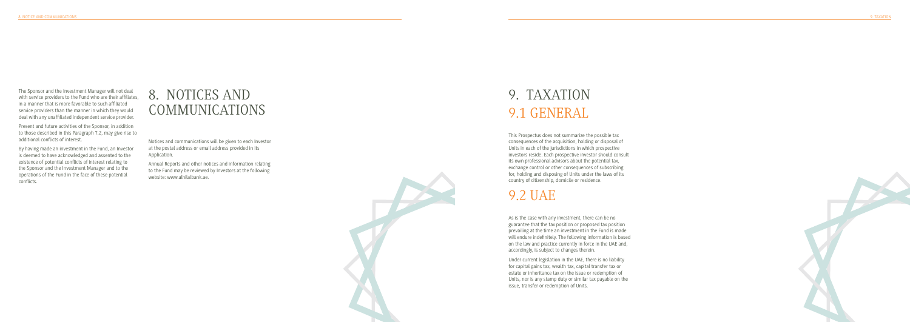The Sponsor and the Investment Manager will not deal with service providers to the Fund who are their affiliates, in a manner that is more favorable to such affiliated service providers than the manner in which they would deal with any unaffiliated independent service provider.

Present and future activities of the Sponsor, in addition to those described in this Paragraph 7.2, may give rise to additional conflicts of interest.

By having made an investment in the Fund, an Investor is deemed to have acknowledged and assented to the existence of potential conflicts of interest relating to the Sponsor and the Investment Manager and to the operations of the Fund in the face of these potential conflicts.

# 8. NOTICES AND COMMUNICATIONS

Notices and communications will be given to each Investor at the postal address or email address provided in its Application.

Annual Reports and other notices and information relating to the Fund may be reviewed by Investors at the following website: www.alhilalbank.ae.

# 9. TAXATION

## 9.1 GENERAL

This Prospectus does not summarize the possible tax consequences of the acquisition, holding or disposal of Units in each of the jurisdictions in which prospective investors reside. Each prospective investor should consult its own professional advisors about the potential tax, exchange control or other consequences of subscribing for, holding and disposing of Units under the laws of its country of citizenship, domicile or residence.

## 9.2 UAE

As is the case with any investment, there can be no guarantee that the tax position or proposed tax position prevailing at the time an investment in the Fund is made will endure indefinitely. The following information is based on the law and practice currently in force in the UAE and, accordingly, is subject to changes therein.

Under current legislation in the UAE, there is no liability for capital gains tax, wealth tax, capital transfer tax or estate or inheritance tax on the issue or redemption of Units, nor is any stamp duty or similar tax payable on the issue, transfer or redemption of Units.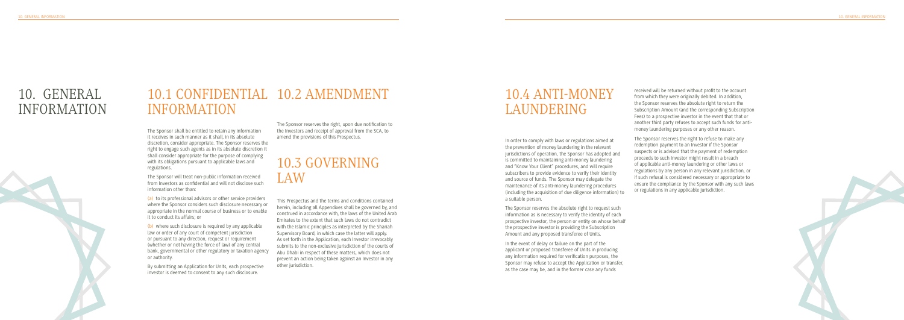# 10. GENERAL INFORMATION

## 10.1 CONFIDENTIAL INFORMATION

The Sponsor shall be entitled to retain any information it receives in such manner as it shall, in its absolute discretion, consider appropriate. The Sponsor reserves the right to engage such agents as in its absolute discretion it shall consider appropriate for the purpose of complying with its obligations pursuant to applicable laws and regulations.

The Sponsor will treat non-public information received from Investors as confidential and will not disclose such information other than:

(a) to its professional advisors or other service providers where the Sponsor considers such disclosure necessary or appropriate in the normal course of business or to enable it to conduct its affairs; or

(b) where such disclosure is required by any applicable law or order of any court of competent jurisdiction or pursuant to any direction, request or requirement (whether or not having the force of law) of any central bank, governmental or other regulatory or taxation agency or authority.

By submitting an Application for Units, each prospective investor is deemed to consent to any such disclosure.

## 10.2 AMENDMENT

The Sponsor reserves the right, upon due notification to the Investors and receipt of approval from the SCA, to amend the provisions of this Prospectus.

## 10.3 GOVERNING LAW

This Prospectus and the terms and conditions contained herein, including all Appendixes shall be governed by, and construed in accordance with, the laws of the United Arab Emirates to the extent that such laws do not contradict with the Islamic principles as interpreted by the Shariah Supervisory Board, in which case the latter will apply. As set forth in the Application, each Investor irrevocably submits to the non-exclusive jurisdiction of the courts of Abu Dhabi in respect of these matters, which does not prevent an action being taken against an Investor in any other jurisdiction.

## 10.4 ANTI-MONEY LAUNDERING

In order to comply with laws or regulations aimed at the prevention of money laundering in the relevant jurisdictions of operation, the Sponsor has adopted and is committed to maintaining anti-money laundering and "Know Your Client" procedures, and will require subscribers to provide evidence to verify their identity and source of funds. The Sponsor may delegate the maintenance of its anti-money laundering procedures (including the acquisition of due diligence information) to a suitable person.

The Sponsor reserves the absolute right to request such information as is necessary to verify the identity of each prospective investor, the person or entity on whose behalf the prospective investor is providing the Subscription Amount and any proposed transferee of Units.

In the event of delay or failure on the part of the applicant or proposed transferee of Units in producing any information required for verification purposes, the Sponsor may refuse to accept the Application or transfer, as the case may be, and in the former case any funds received will be returned without profit to the account from which they were originally debited. In addition, the Sponsor reserves the absolute right to return the Subscription Amount (and the corresponding Subscription Fees) to a prospective investor in the event that that or another third party refuses to accept such funds for anti-money laundering purposes or any other reason.

The Sponsor reserves the right to refuse to make any redemption payment to an Investor if the Sponsor suspects or is advised that the payment of redemption proceeds to such Investor might result in a breach of applicable anti-money laundering or other laws or regulations by any person in any relevant jurisdiction, or if such refusal is considered necessary or appropriate to ensure the compliance by the Sponsor with any such laws or regulations in any applicable jurisdiction.